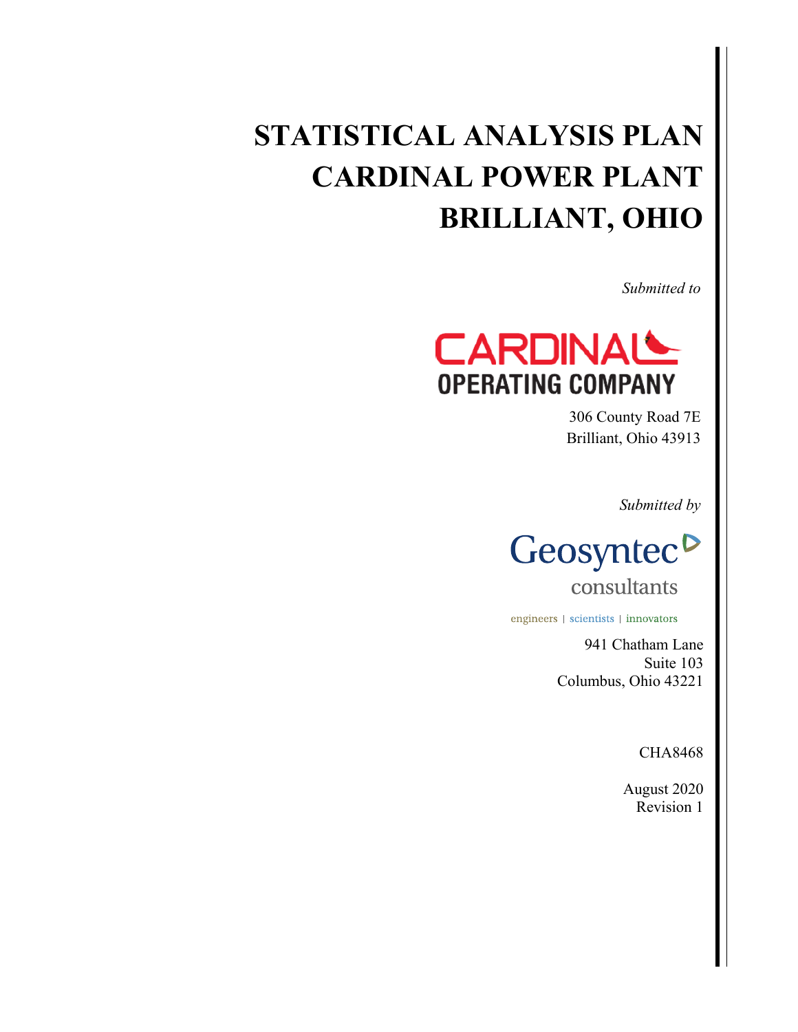# STATISTICAL ANALYSIS PLAN CARDINAL POWER PLANT BRILLIANT, OHIO

*Submitted to*

CARDINAL
OPERATING COMPANY

306 County Road 7E
Brilliant, Ohio 43913

*Submitted by*

Geosyntec
consultants

engineers | scientists | innovators

941 Chatham Lane
Suite 103
Columbus, Ohio 43221

CHA8468

August 2020
Revision 1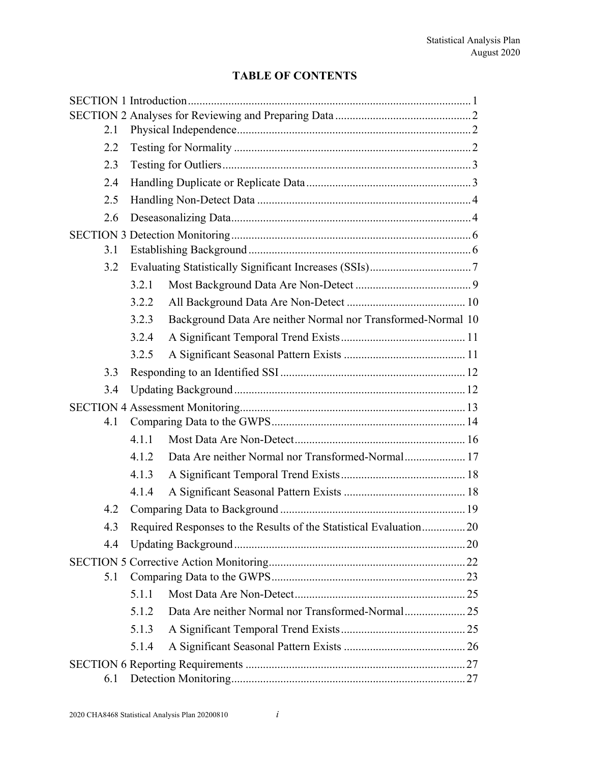# TABLE OF CONTENTS

SECTION 1 Introduction .......... 1

SECTION 2 Analyses for Reviewing and Preparing Data .......... 2

- 2.1 Physical Independence .......... 2
- 2.2 Testing for Normality .......... 2
- 2.3 Testing for Outliers .......... 3
- 2.4 Handling Duplicate or Replicate Data .......... 3
- 2.5 Handling Non-Detect Data .......... 4
- 2.6 Deseasonalizing Data .......... 4

SECTION 3 Detection Monitoring .......... 6

- 3.1 Establishing Background .......... 6
- 3.2 Evaluating Statistically Significant Increases (SSIs) .......... 7
  - 3.2.1 Most Background Data Are Non-Detect .......... 9
  - 3.2.2 All Background Data Are Non-Detect .......... 10
  - 3.2.3 Background Data Are neither Normal nor Transformed-Normal .......... 10
  - 3.2.4 A Significant Temporal Trend Exists .......... 11
  - 3.2.5 A Significant Seasonal Pattern Exists .......... 11
- 3.3 Responding to an Identified SSI .......... 12
- 3.4 Updating Background .......... 12

SECTION 4 Assessment Monitoring .......... 13

- 4.1 Comparing Data to the GWPS .......... 14
  - 4.1.1 Most Data Are Non-Detect .......... 16
  - 4.1.2 Data Are neither Normal nor Transformed-Normal .......... 17
  - 4.1.3 A Significant Temporal Trend Exists .......... 18
  - 4.1.4 A Significant Seasonal Pattern Exists .......... 18
- 4.2 Comparing Data to Background .......... 19
- 4.3 Required Responses to the Results of the Statistical Evaluation .......... 20
- 4.4 Updating Background .......... 20

SECTION 5 Corrective Action Monitoring .......... 22

- 5.1 Comparing Data to the GWPS .......... 23
  - 5.1.1 Most Data Are Non-Detect .......... 25
  - 5.1.2 Data Are neither Normal nor Transformed-Normal .......... 25
  - 5.1.3 A Significant Temporal Trend Exists .......... 25
  - 5.1.4 A Significant Seasonal Pattern Exists .......... 26

SECTION 6 Reporting Requirements .......... 27

- 6.1 Detection Monitoring .......... 27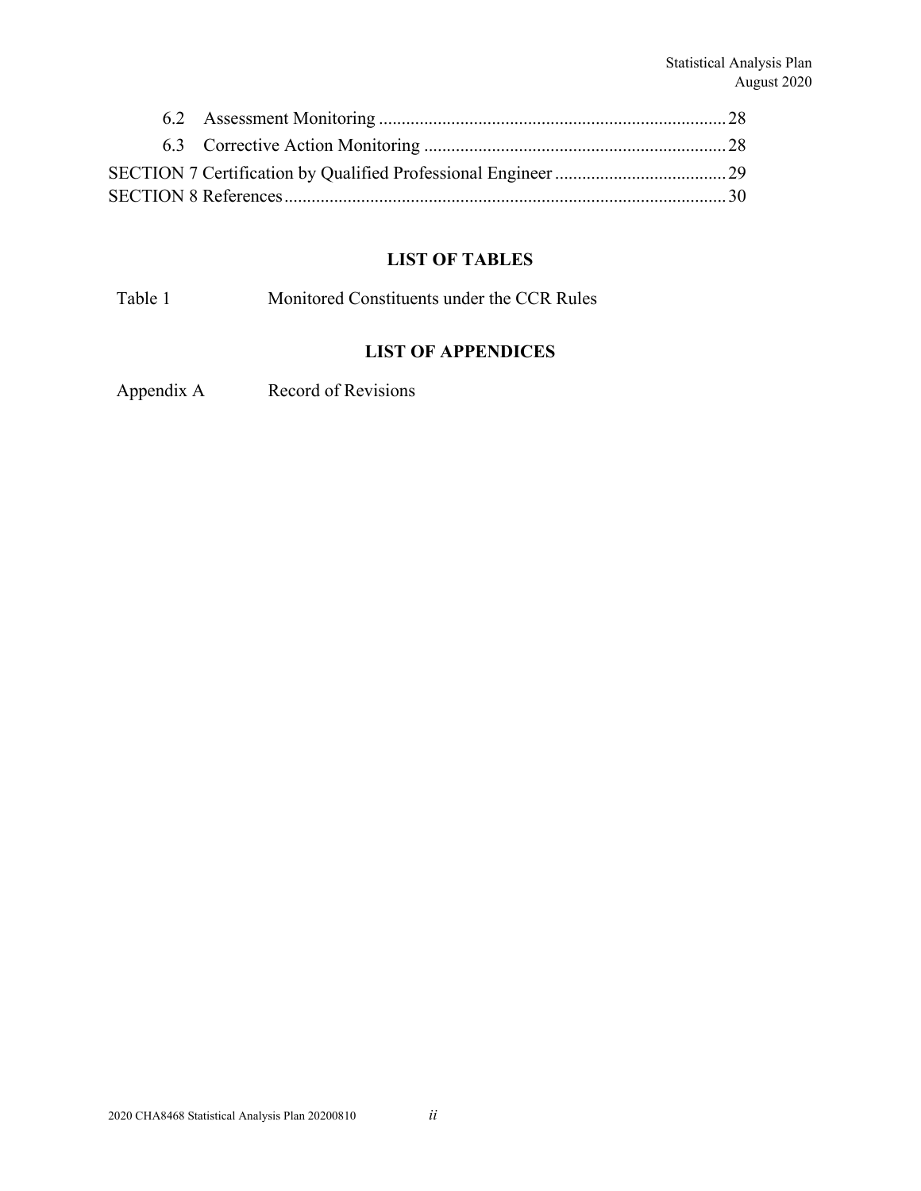| | |
|---|---|
| 6.2 Assessment Monitoring | 28 |
| 6.3 Corrective Action Monitoring | 28 |
| SECTION 7 Certification by Qualified Professional Engineer | 29 |
| SECTION 8 References | 30 |

## LIST OF TABLES

| | |
|---|---|
| Table 1 | Monitored Constituents under the CCR Rules |

## LIST OF APPENDICES

| | |
|---|---|
| Appendix A | Record of Revisions |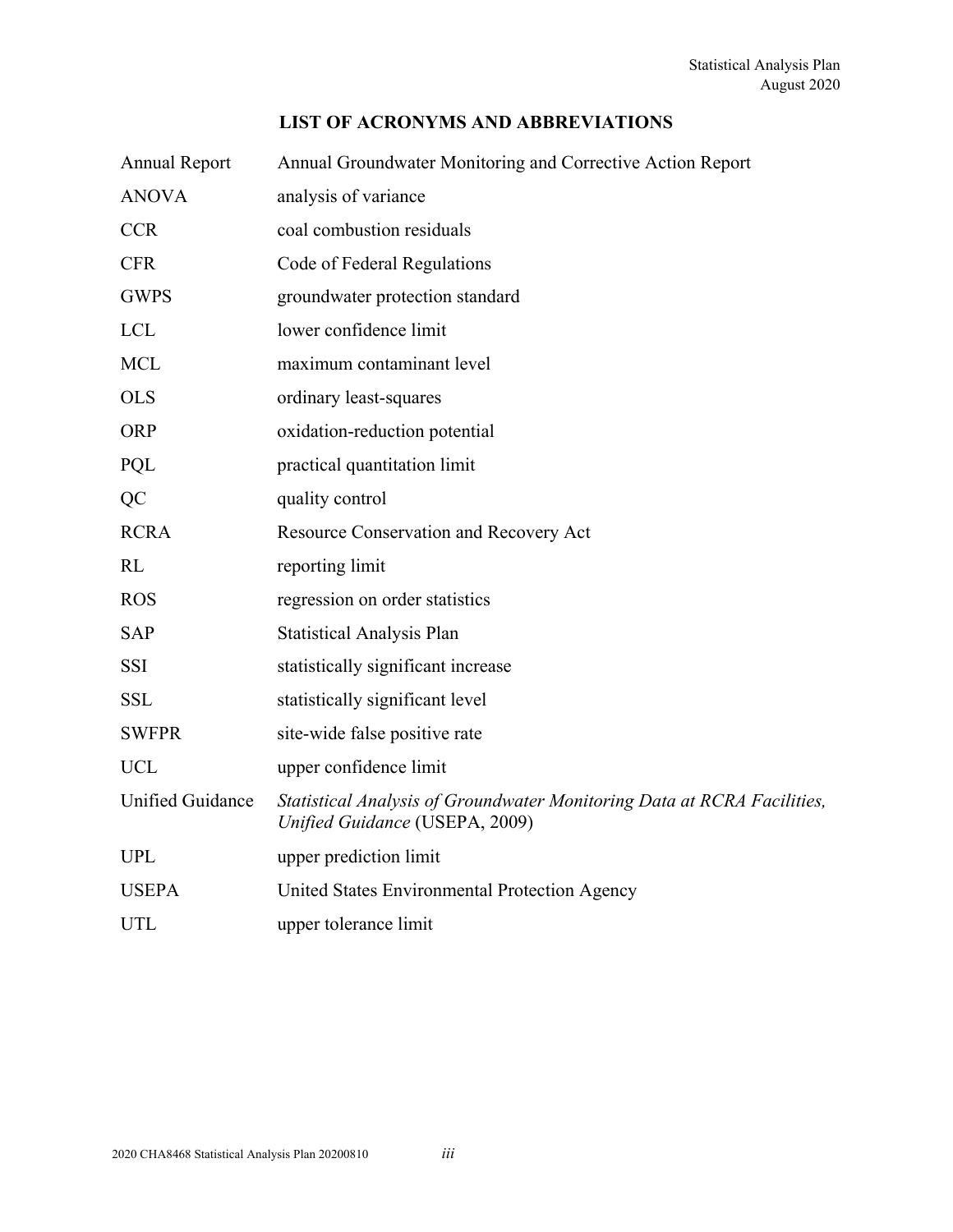## LIST OF ACRONYMS AND ABBREVIATIONS

| | |
|---|---|
| Annual Report | Annual Groundwater Monitoring and Corrective Action Report |
| ANOVA | analysis of variance |
| CCR | coal combustion residuals |
| CFR | Code of Federal Regulations |
| GWPS | groundwater protection standard |
| LCL | lower confidence limit |
| MCL | maximum contaminant level |
| OLS | ordinary least-squares |
| ORP | oxidation-reduction potential |
| PQL | practical quantitation limit |
| QC | quality control |
| RCRA | Resource Conservation and Recovery Act |
| RL | reporting limit |
| ROS | regression on order statistics |
| SAP | Statistical Analysis Plan |
| SSI | statistically significant increase |
| SSL | statistically significant level |
| SWFPR | site-wide false positive rate |
| UCL | upper confidence limit |
| Unified Guidance | *Statistical Analysis of Groundwater Monitoring Data at RCRA Facilities, Unified Guidance* (USEPA, 2009) |
| UPL | upper prediction limit |
| USEPA | United States Environmental Protection Agency |
| UTL | upper tolerance limit |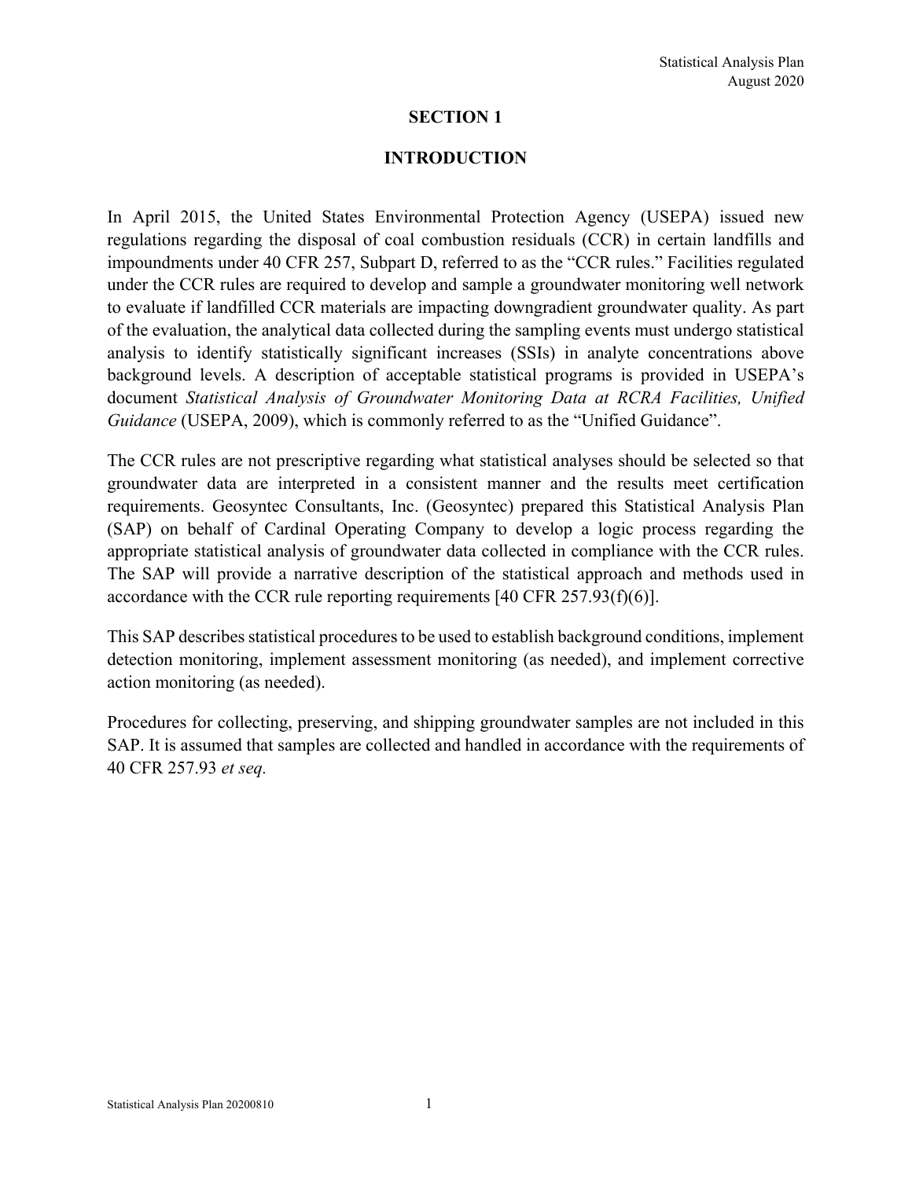# SECTION 1

# INTRODUCTION

In April 2015, the United States Environmental Protection Agency (USEPA) issued new regulations regarding the disposal of coal combustion residuals (CCR) in certain landfills and impoundments under 40 CFR 257, Subpart D, referred to as the "CCR rules." Facilities regulated under the CCR rules are required to develop and sample a groundwater monitoring well network to evaluate if landfilled CCR materials are impacting downgradient groundwater quality. As part of the evaluation, the analytical data collected during the sampling events must undergo statistical analysis to identify statistically significant increases (SSIs) in analyte concentrations above background levels. A description of acceptable statistical programs is provided in USEPA's document *Statistical Analysis of Groundwater Monitoring Data at RCRA Facilities, Unified Guidance* (USEPA, 2009), which is commonly referred to as the "Unified Guidance".

The CCR rules are not prescriptive regarding what statistical analyses should be selected so that groundwater data are interpreted in a consistent manner and the results meet certification requirements. Geosyntec Consultants, Inc. (Geosyntec) prepared this Statistical Analysis Plan (SAP) on behalf of Cardinal Operating Company to develop a logic process regarding the appropriate statistical analysis of groundwater data collected in compliance with the CCR rules. The SAP will provide a narrative description of the statistical approach and methods used in accordance with the CCR rule reporting requirements [40 CFR 257.93(f)(6)].

This SAP describes statistical procedures to be used to establish background conditions, implement detection monitoring, implement assessment monitoring (as needed), and implement corrective action monitoring (as needed).

Procedures for collecting, preserving, and shipping groundwater samples are not included in this SAP. It is assumed that samples are collected and handled in accordance with the requirements of 40 CFR 257.93 *et seq.*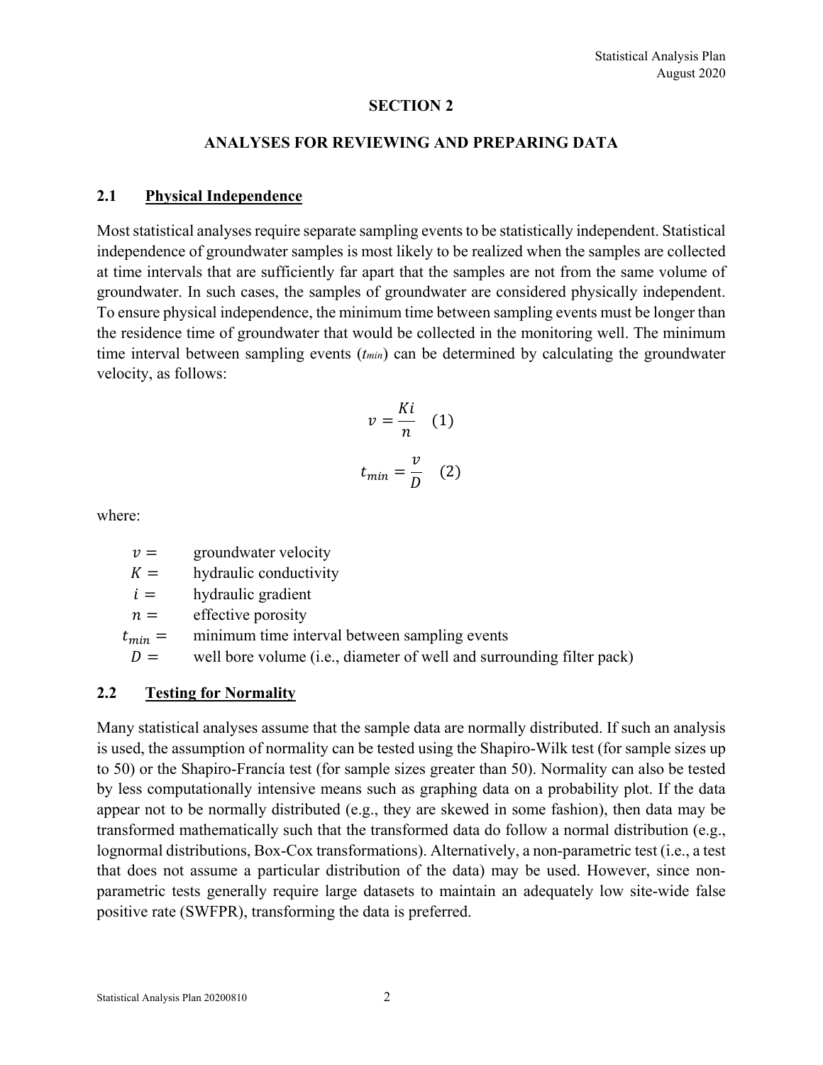# SECTION 2

## ANALYSES FOR REVIEWING AND PREPARING DATA

### 2.1 Physical Independence

Most statistical analyses require separate sampling events to be statistically independent. Statistical independence of groundwater samples is most likely to be realized when the samples are collected at time intervals that are sufficiently far apart that the samples are not from the same volume of groundwater. In such cases, the samples of groundwater are considered physically independent. To ensure physical independence, the minimum time between sampling events must be longer than the residence time of groundwater that would be collected in the monitoring well. The minimum time interval between sampling events ($t_{min}$) can be determined by calculating the groundwater velocity, as follows:

$$v = \frac{Ki}{n} \quad (1)$$

$$t_{min} = \frac{v}{D} \quad (2)$$

where:

- $v =$ groundwater velocity
- $K =$ hydraulic conductivity
- $i =$ hydraulic gradient
- $n =$ effective porosity
- $t_{min} =$ minimum time interval between sampling events
- $D =$ well bore volume (i.e., diameter of well and surrounding filter pack)

### 2.2 Testing for Normality

Many statistical analyses assume that the sample data are normally distributed. If such an analysis is used, the assumption of normality can be tested using the Shapiro-Wilk test (for sample sizes up to 50) or the Shapiro-Francía test (for sample sizes greater than 50). Normality can also be tested by less computationally intensive means such as graphing data on a probability plot. If the data appear not to be normally distributed (e.g., they are skewed in some fashion), then data may be transformed mathematically such that the transformed data do follow a normal distribution (e.g., lognormal distributions, Box-Cox transformations). Alternatively, a non-parametric test (i.e., a test that does not assume a particular distribution of the data) may be used. However, since non-parametric tests generally require large datasets to maintain an adequately low site-wide false positive rate (SWFPR), transforming the data is preferred.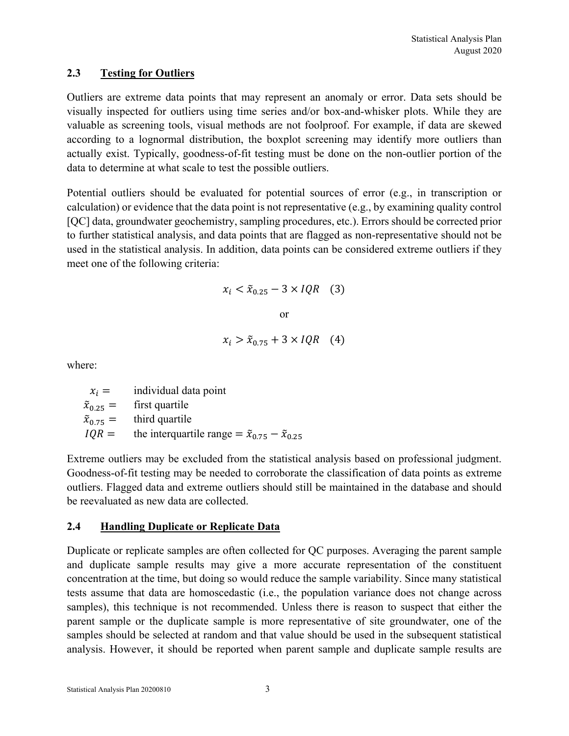## 2.3 Testing for Outliers

Outliers are extreme data points that may represent an anomaly or error. Data sets should be visually inspected for outliers using time series and/or box-and-whisker plots. While they are valuable as screening tools, visual methods are not foolproof. For example, if data are skewed according to a lognormal distribution, the boxplot screening may identify more outliers than actually exist. Typically, goodness-of-fit testing must be done on the non-outlier portion of the data to determine at what scale to test the possible outliers.

Potential outliers should be evaluated for potential sources of error (e.g., in transcription or calculation) or evidence that the data point is not representative (e.g., by examining quality control [QC] data, groundwater geochemistry, sampling procedures, etc.). Errors should be corrected prior to further statistical analysis, and data points that are flagged as non-representative should not be used in the statistical analysis. In addition, data points can be considered extreme outliers if they meet one of the following criteria:

$$x_i < \tilde{x}_{0.25} - 3 \times IQR \quad (3)$$

or

$$x_i > \tilde{x}_{0.75} + 3 \times IQR \quad (4)$$

where:

$x_i =$ individual data point
$\tilde{x}_{0.25} =$ first quartile
$\tilde{x}_{0.75} =$ third quartile
$IQR =$ the interquartile range $= \tilde{x}_{0.75} - \tilde{x}_{0.25}$

Extreme outliers may be excluded from the statistical analysis based on professional judgment. Goodness-of-fit testing may be needed to corroborate the classification of data points as extreme outliers. Flagged data and extreme outliers should still be maintained in the database and should be reevaluated as new data are collected.

## 2.4 Handling Duplicate or Replicate Data

Duplicate or replicate samples are often collected for QC purposes. Averaging the parent sample and duplicate sample results may give a more accurate representation of the constituent concentration at the time, but doing so would reduce the sample variability. Since many statistical tests assume that data are homoscedastic (i.e., the population variance does not change across samples), this technique is not recommended. Unless there is reason to suspect that either the parent sample or the duplicate sample is more representative of site groundwater, one of the samples should be selected at random and that value should be used in the subsequent statistical analysis. However, it should be reported when parent sample and duplicate sample results are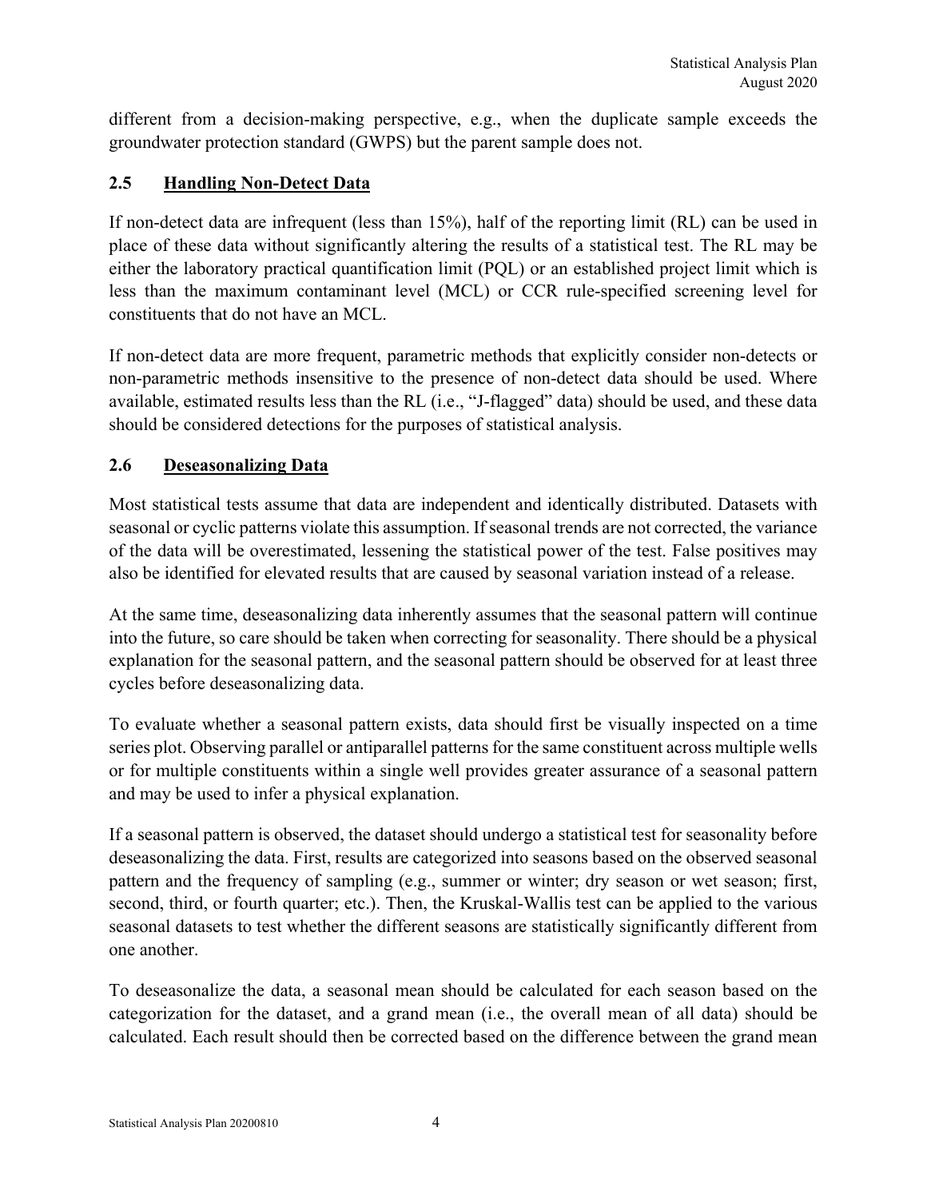different from a decision-making perspective, e.g., when the duplicate sample exceeds the groundwater protection standard (GWPS) but the parent sample does not.

### 2.5 Handling Non-Detect Data

If non-detect data are infrequent (less than 15%), half of the reporting limit (RL) can be used in place of these data without significantly altering the results of a statistical test. The RL may be either the laboratory practical quantification limit (PQL) or an established project limit which is less than the maximum contaminant level (MCL) or CCR rule-specified screening level for constituents that do not have an MCL.

If non-detect data are more frequent, parametric methods that explicitly consider non-detects or non-parametric methods insensitive to the presence of non-detect data should be used. Where available, estimated results less than the RL (i.e., "J-flagged" data) should be used, and these data should be considered detections for the purposes of statistical analysis.

### 2.6 Deseasonalizing Data

Most statistical tests assume that data are independent and identically distributed. Datasets with seasonal or cyclic patterns violate this assumption. If seasonal trends are not corrected, the variance of the data will be overestimated, lessening the statistical power of the test. False positives may also be identified for elevated results that are caused by seasonal variation instead of a release.

At the same time, deseasonalizing data inherently assumes that the seasonal pattern will continue into the future, so care should be taken when correcting for seasonality. There should be a physical explanation for the seasonal pattern, and the seasonal pattern should be observed for at least three cycles before deseasonalizing data.

To evaluate whether a seasonal pattern exists, data should first be visually inspected on a time series plot. Observing parallel or antiparallel patterns for the same constituent across multiple wells or for multiple constituents within a single well provides greater assurance of a seasonal pattern and may be used to infer a physical explanation.

If a seasonal pattern is observed, the dataset should undergo a statistical test for seasonality before deseasonalizing the data. First, results are categorized into seasons based on the observed seasonal pattern and the frequency of sampling (e.g., summer or winter; dry season or wet season; first, second, third, or fourth quarter; etc.). Then, the Kruskal-Wallis test can be applied to the various seasonal datasets to test whether the different seasons are statistically significantly different from one another.

To deseasonalize the data, a seasonal mean should be calculated for each season based on the categorization for the dataset, and a grand mean (i.e., the overall mean of all data) should be calculated. Each result should then be corrected based on the difference between the grand mean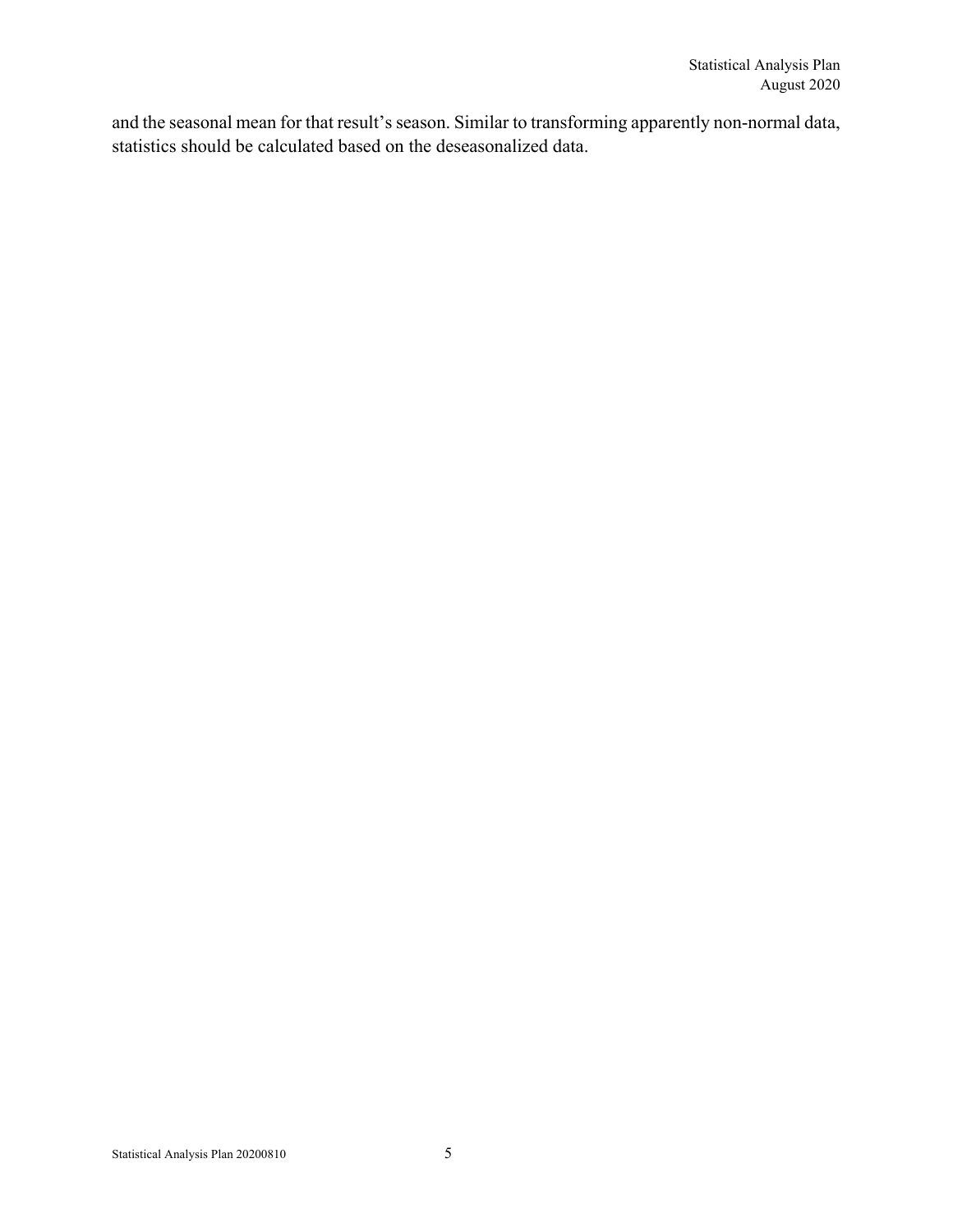and the seasonal mean for that result's season. Similar to transforming apparently non-normal data, statistics should be calculated based on the deseasonalized data.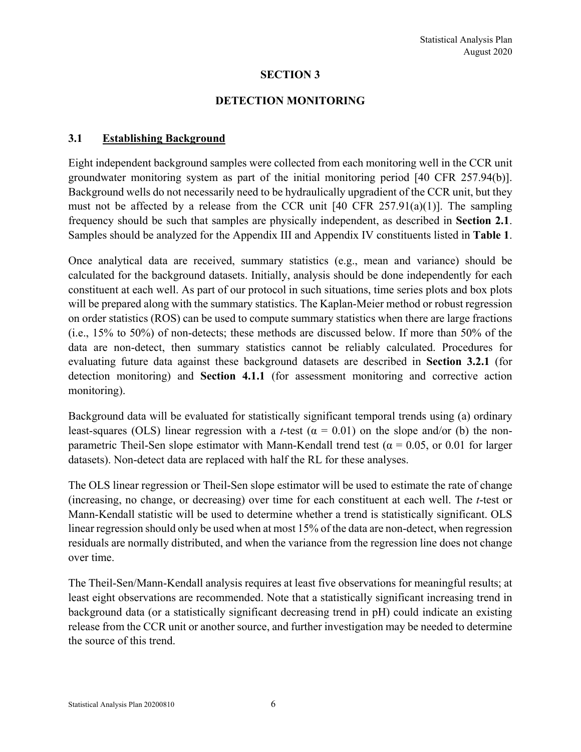# SECTION 3

# DETECTION MONITORING

## 3.1 Establishing Background

Eight independent background samples were collected from each monitoring well in the CCR unit groundwater monitoring system as part of the initial monitoring period [40 CFR 257.94(b)]. Background wells do not necessarily need to be hydraulically upgradient of the CCR unit, but they must not be affected by a release from the CCR unit [40 CFR 257.91(a)(1)]. The sampling frequency should be such that samples are physically independent, as described in **Section 2.1**. Samples should be analyzed for the Appendix III and Appendix IV constituents listed in **Table 1**.

Once analytical data are received, summary statistics (e.g., mean and variance) should be calculated for the background datasets. Initially, analysis should be done independently for each constituent at each well. As part of our protocol in such situations, time series plots and box plots will be prepared along with the summary statistics. The Kaplan-Meier method or robust regression on order statistics (ROS) can be used to compute summary statistics when there are large fractions (i.e., 15% to 50%) of non-detects; these methods are discussed below. If more than 50% of the data are non-detect, then summary statistics cannot be reliably calculated. Procedures for evaluating future data against these background datasets are described in **Section 3.2.1** (for detection monitoring) and **Section 4.1.1** (for assessment monitoring and corrective action monitoring).

Background data will be evaluated for statistically significant temporal trends using (a) ordinary least-squares (OLS) linear regression with a *t*-test ($\alpha = 0.01$) on the slope and/or (b) the non-parametric Theil-Sen slope estimator with Mann-Kendall trend test ($\alpha = 0.05$, or 0.01 for larger datasets). Non-detect data are replaced with half the RL for these analyses.

The OLS linear regression or Theil-Sen slope estimator will be used to estimate the rate of change (increasing, no change, or decreasing) over time for each constituent at each well. The *t*-test or Mann-Kendall statistic will be used to determine whether a trend is statistically significant. OLS linear regression should only be used when at most 15% of the data are non-detect, when regression residuals are normally distributed, and when the variance from the regression line does not change over time.

The Theil-Sen/Mann-Kendall analysis requires at least five observations for meaningful results; at least eight observations are recommended. Note that a statistically significant increasing trend in background data (or a statistically significant decreasing trend in pH) could indicate an existing release from the CCR unit or another source, and further investigation may be needed to determine the source of this trend.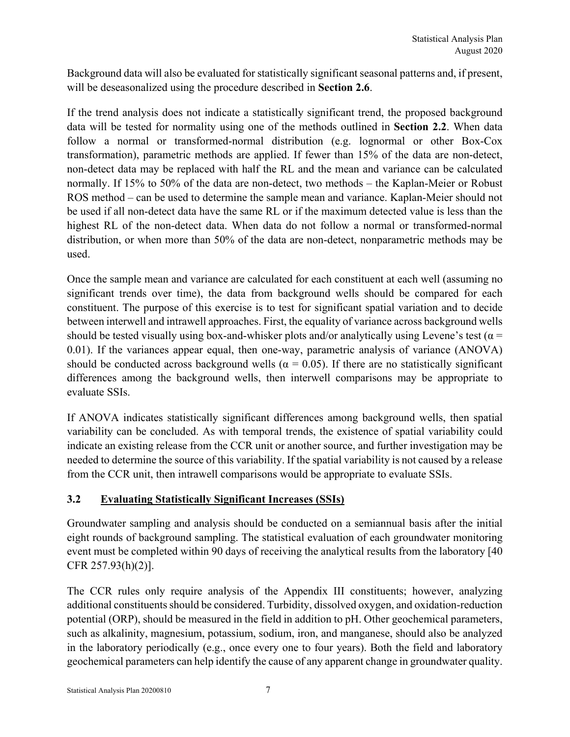Background data will also be evaluated for statistically significant seasonal patterns and, if present, will be deseasonalized using the procedure described in **Section 2.6**.

If the trend analysis does not indicate a statistically significant trend, the proposed background data will be tested for normality using one of the methods outlined in **Section 2.2**. When data follow a normal or transformed-normal distribution (e.g. lognormal or other Box-Cox transformation), parametric methods are applied. If fewer than 15% of the data are non-detect, non-detect data may be replaced with half the RL and the mean and variance can be calculated normally. If 15% to 50% of the data are non-detect, two methods – the Kaplan-Meier or Robust ROS method – can be used to determine the sample mean and variance. Kaplan-Meier should not be used if all non-detect data have the same RL or if the maximum detected value is less than the highest RL of the non-detect data. When data do not follow a normal or transformed-normal distribution, or when more than 50% of the data are non-detect, nonparametric methods may be used.

Once the sample mean and variance are calculated for each constituent at each well (assuming no significant trends over time), the data from background wells should be compared for each constituent. The purpose of this exercise is to test for significant spatial variation and to decide between interwell and intrawell approaches. First, the equality of variance across background wells should be tested visually using box-and-whisker plots and/or analytically using Levene's test ($\alpha = 0.01$). If the variances appear equal, then one-way, parametric analysis of variance (ANOVA) should be conducted across background wells ($\alpha = 0.05$). If there are no statistically significant differences among the background wells, then interwell comparisons may be appropriate to evaluate SSIs.

If ANOVA indicates statistically significant differences among background wells, then spatial variability can be concluded. As with temporal trends, the existence of spatial variability could indicate an existing release from the CCR unit or another source, and further investigation may be needed to determine the source of this variability. If the spatial variability is not caused by a release from the CCR unit, then intrawell comparisons would be appropriate to evaluate SSIs.

## 3.2 Evaluating Statistically Significant Increases (SSIs)

Groundwater sampling and analysis should be conducted on a semiannual basis after the initial eight rounds of background sampling. The statistical evaluation of each groundwater monitoring event must be completed within 90 days of receiving the analytical results from the laboratory [40 CFR 257.93(h)(2)].

The CCR rules only require analysis of the Appendix III constituents; however, analyzing additional constituents should be considered. Turbidity, dissolved oxygen, and oxidation-reduction potential (ORP), should be measured in the field in addition to pH. Other geochemical parameters, such as alkalinity, magnesium, potassium, sodium, iron, and manganese, should also be analyzed in the laboratory periodically (e.g., once every one to four years). Both the field and laboratory geochemical parameters can help identify the cause of any apparent change in groundwater quality.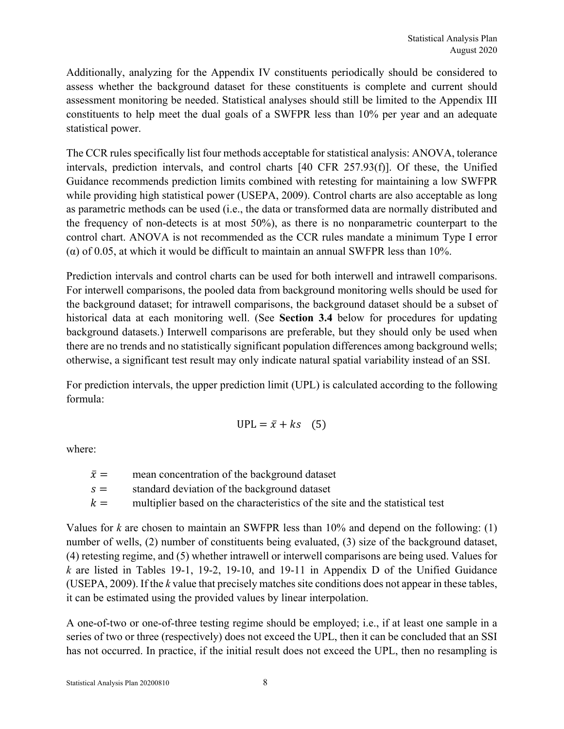Additionally, analyzing for the Appendix IV constituents periodically should be considered to assess whether the background dataset for these constituents is complete and current should assessment monitoring be needed. Statistical analyses should still be limited to the Appendix III constituents to help meet the dual goals of a SWFPR less than 10% per year and an adequate statistical power.

The CCR rules specifically list four methods acceptable for statistical analysis: ANOVA, tolerance intervals, prediction intervals, and control charts [40 CFR 257.93(f)]. Of these, the Unified Guidance recommends prediction limits combined with retesting for maintaining a low SWFPR while providing high statistical power (USEPA, 2009). Control charts are also acceptable as long as parametric methods can be used (i.e., the data or transformed data are normally distributed and the frequency of non-detects is at most 50%), as there is no nonparametric counterpart to the control chart. ANOVA is not recommended as the CCR rules mandate a minimum Type I error ($\alpha$) of 0.05, at which it would be difficult to maintain an annual SWFPR less than 10%.

Prediction intervals and control charts can be used for both interwell and intrawell comparisons. For interwell comparisons, the pooled data from background monitoring wells should be used for the background dataset; for intrawell comparisons, the background dataset should be a subset of historical data at each monitoring well. (See **Section 3.4** below for procedures for updating background datasets.) Interwell comparisons are preferable, but they should only be used when there are no trends and no statistically significant population differences among background wells; otherwise, a significant test result may only indicate natural spatial variability instead of an SSI.

For prediction intervals, the upper prediction limit (UPL) is calculated according to the following formula:

$$\text{UPL} = \bar{x} + ks \quad (5)$$

where:

- $\bar{x} =$ mean concentration of the background dataset
- $s =$ standard deviation of the background dataset
- $k =$ multiplier based on the characteristics of the site and the statistical test

Values for *k* are chosen to maintain an SWFPR less than 10% and depend on the following: (1) number of wells, (2) number of constituents being evaluated, (3) size of the background dataset, (4) retesting regime, and (5) whether intrawell or interwell comparisons are being used. Values for *k* are listed in Tables 19-1, 19-2, 19-10, and 19-11 in Appendix D of the Unified Guidance (USEPA, 2009). If the *k* value that precisely matches site conditions does not appear in these tables, it can be estimated using the provided values by linear interpolation.

A one-of-two or one-of-three testing regime should be employed; i.e., if at least one sample in a series of two or three (respectively) does not exceed the UPL, then it can be concluded that an SSI has not occurred. In practice, if the initial result does not exceed the UPL, then no resampling is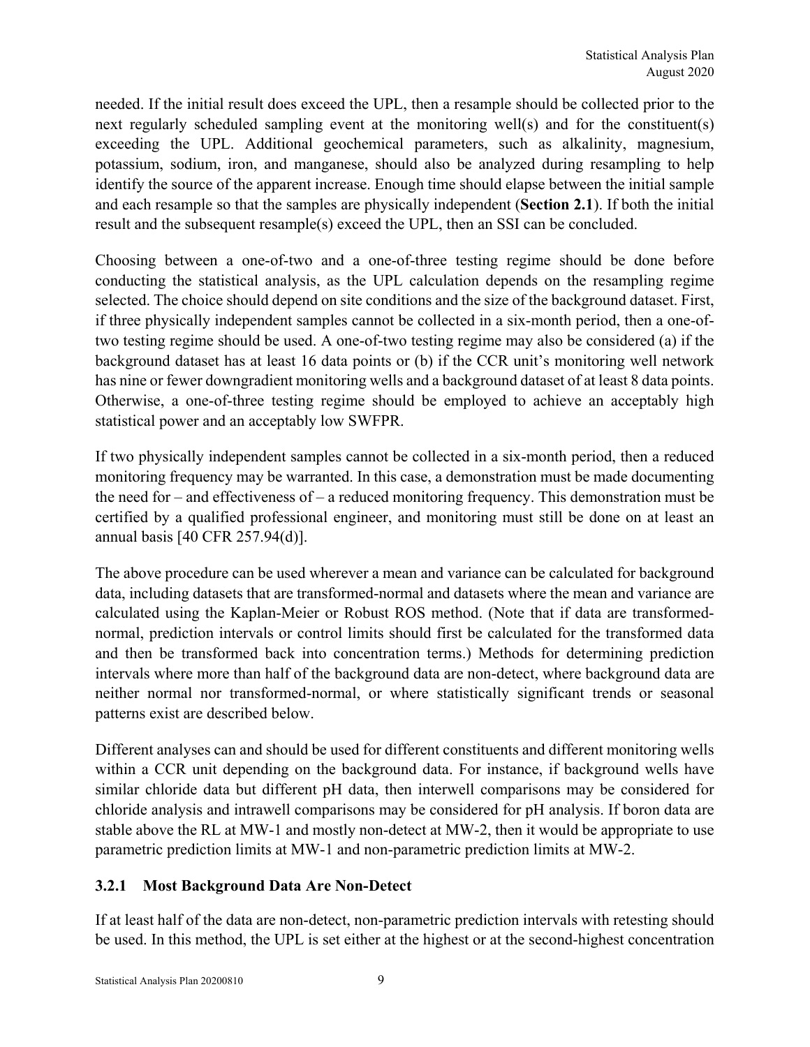needed. If the initial result does exceed the UPL, then a resample should be collected prior to the next regularly scheduled sampling event at the monitoring well(s) and for the constituent(s) exceeding the UPL. Additional geochemical parameters, such as alkalinity, magnesium, potassium, sodium, iron, and manganese, should also be analyzed during resampling to help identify the source of the apparent increase. Enough time should elapse between the initial sample and each resample so that the samples are physically independent (**Section 2.1**). If both the initial result and the subsequent resample(s) exceed the UPL, then an SSI can be concluded.

Choosing between a one-of-two and a one-of-three testing regime should be done before conducting the statistical analysis, as the UPL calculation depends on the resampling regime selected. The choice should depend on site conditions and the size of the background dataset. First, if three physically independent samples cannot be collected in a six-month period, then a one-of-two testing regime should be used. A one-of-two testing regime may also be considered (a) if the background dataset has at least 16 data points or (b) if the CCR unit's monitoring well network has nine or fewer downgradient monitoring wells and a background dataset of at least 8 data points. Otherwise, a one-of-three testing regime should be employed to achieve an acceptably high statistical power and an acceptably low SWFPR.

If two physically independent samples cannot be collected in a six-month period, then a reduced monitoring frequency may be warranted. In this case, a demonstration must be made documenting the need for – and effectiveness of – a reduced monitoring frequency. This demonstration must be certified by a qualified professional engineer, and monitoring must still be done on at least an annual basis [40 CFR 257.94(d)].

The above procedure can be used wherever a mean and variance can be calculated for background data, including datasets that are transformed-normal and datasets where the mean and variance are calculated using the Kaplan-Meier or Robust ROS method. (Note that if data are transformed-normal, prediction intervals or control limits should first be calculated for the transformed data and then be transformed back into concentration terms.) Methods for determining prediction intervals where more than half of the background data are non-detect, where background data are neither normal nor transformed-normal, or where statistically significant trends or seasonal patterns exist are described below.

Different analyses can and should be used for different constituents and different monitoring wells within a CCR unit depending on the background data. For instance, if background wells have similar chloride data but different pH data, then interwell comparisons may be considered for chloride analysis and intrawell comparisons may be considered for pH analysis. If boron data are stable above the RL at MW-1 and mostly non-detect at MW-2, then it would be appropriate to use parametric prediction limits at MW-1 and non-parametric prediction limits at MW-2.

### 3.2.1 Most Background Data Are Non-Detect

If at least half of the data are non-detect, non-parametric prediction intervals with retesting should be used. In this method, the UPL is set either at the highest or at the second-highest concentration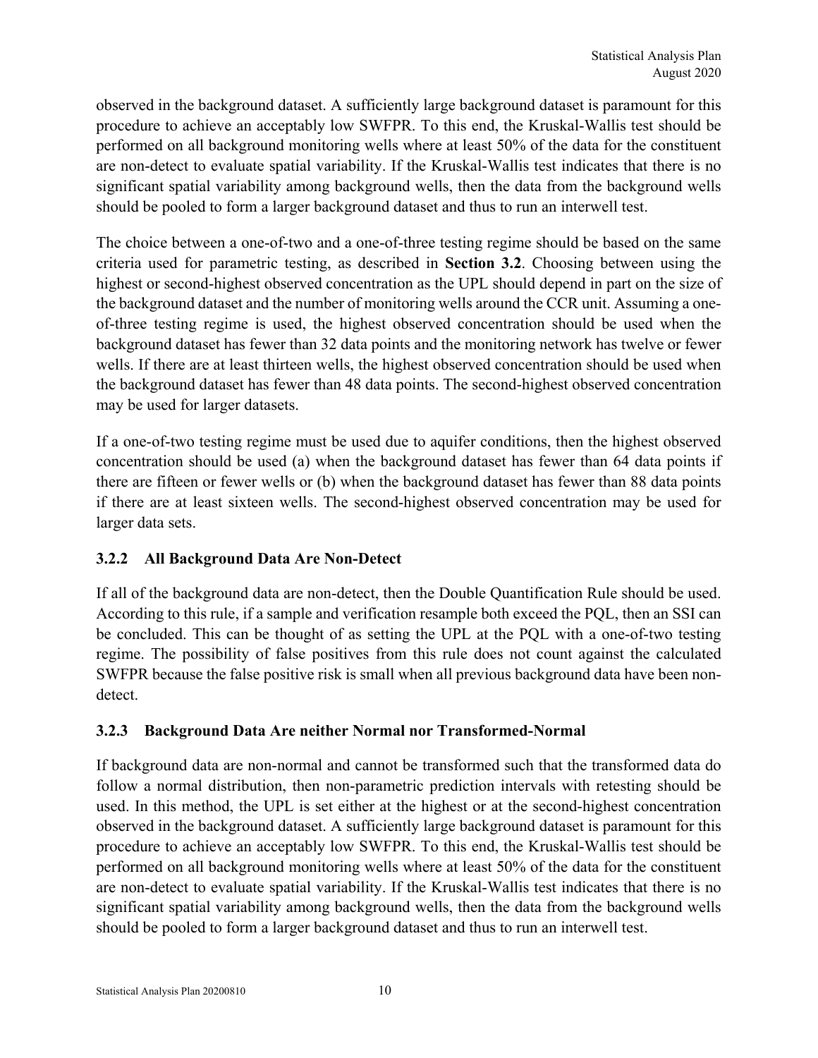observed in the background dataset. A sufficiently large background dataset is paramount for this procedure to achieve an acceptably low SWFPR. To this end, the Kruskal-Wallis test should be performed on all background monitoring wells where at least 50% of the data for the constituent are non-detect to evaluate spatial variability. If the Kruskal-Wallis test indicates that there is no significant spatial variability among background wells, then the data from the background wells should be pooled to form a larger background dataset and thus to run an interwell test.

The choice between a one-of-two and a one-of-three testing regime should be based on the same criteria used for parametric testing, as described in **Section 3.2**. Choosing between using the highest or second-highest observed concentration as the UPL should depend in part on the size of the background dataset and the number of monitoring wells around the CCR unit. Assuming a one-of-three testing regime is used, the highest observed concentration should be used when the background dataset has fewer than 32 data points and the monitoring network has twelve or fewer wells. If there are at least thirteen wells, the highest observed concentration should be used when the background dataset has fewer than 48 data points. The second-highest observed concentration may be used for larger datasets.

If a one-of-two testing regime must be used due to aquifer conditions, then the highest observed concentration should be used (a) when the background dataset has fewer than 64 data points if there are fifteen or fewer wells or (b) when the background dataset has fewer than 88 data points if there are at least sixteen wells. The second-highest observed concentration may be used for larger data sets.

### 3.2.2 All Background Data Are Non-Detect

If all of the background data are non-detect, then the Double Quantification Rule should be used. According to this rule, if a sample and verification resample both exceed the PQL, then an SSI can be concluded. This can be thought of as setting the UPL at the PQL with a one-of-two testing regime. The possibility of false positives from this rule does not count against the calculated SWFPR because the false positive risk is small when all previous background data have been non-detect.

### 3.2.3 Background Data Are neither Normal nor Transformed-Normal

If background data are non-normal and cannot be transformed such that the transformed data do follow a normal distribution, then non-parametric prediction intervals with retesting should be used. In this method, the UPL is set either at the highest or at the second-highest concentration observed in the background dataset. A sufficiently large background dataset is paramount for this procedure to achieve an acceptably low SWFPR. To this end, the Kruskal-Wallis test should be performed on all background monitoring wells where at least 50% of the data for the constituent are non-detect to evaluate spatial variability. If the Kruskal-Wallis test indicates that there is no significant spatial variability among background wells, then the data from the background wells should be pooled to form a larger background dataset and thus to run an interwell test.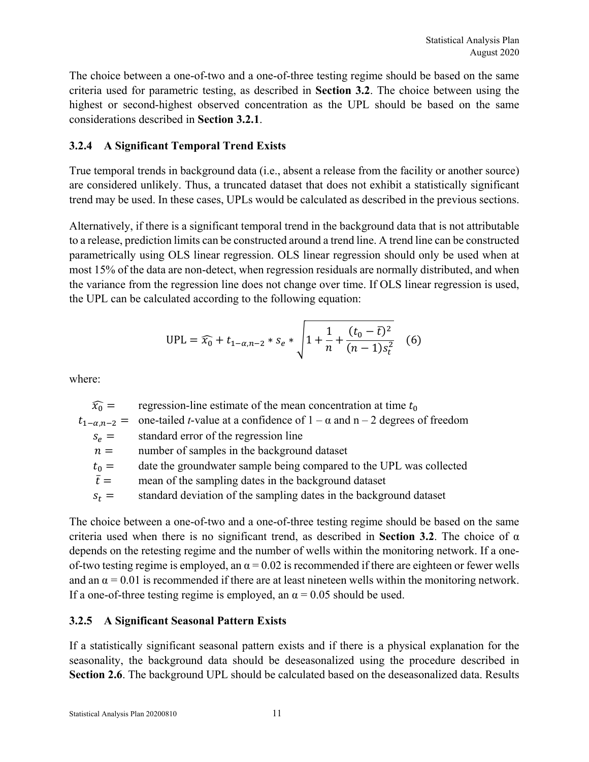The choice between a one-of-two and a one-of-three testing regime should be based on the same criteria used for parametric testing, as described in **Section 3.2**. The choice between using the highest or second-highest observed concentration as the UPL should be based on the same considerations described in **Section 3.2.1**.

### 3.2.4 A Significant Temporal Trend Exists

True temporal trends in background data (i.e., absent a release from the facility or another source) are considered unlikely. Thus, a truncated dataset that does not exhibit a statistically significant trend may be used. In these cases, UPLs would be calculated as described in the previous sections.

Alternatively, if there is a significant temporal trend in the background data that is not attributable to a release, prediction limits can be constructed around a trend line. A trend line can be constructed parametrically using OLS linear regression. OLS linear regression should only be used when at most 15% of the data are non-detect, when regression residuals are normally distributed, and when the variance from the regression line does not change over time. If OLS linear regression is used, the UPL can be calculated according to the following equation:

$$\text{UPL} = \widehat{x_0} + t_{1-\alpha,n-2} * s_e * \sqrt{1 + \frac{1}{n} + \frac{(t_0 - \bar{t})^2}{(n-1)s_t^2}} \quad (6)$$

where:

- $\widehat{x_0} =$ regression-line estimate of the mean concentration at time $t_0$
- $t_{1-\alpha,n-2} =$ one-tailed *t*-value at a confidence of 1 – α and n – 2 degrees of freedom
- $s_e =$ standard error of the regression line
- $n =$ number of samples in the background dataset
- $t_0 =$ date the groundwater sample being compared to the UPL was collected
- $\bar{t} =$ mean of the sampling dates in the background dataset
- $s_t =$ standard deviation of the sampling dates in the background dataset

The choice between a one-of-two and a one-of-three testing regime should be based on the same criteria used when there is no significant trend, as described in **Section 3.2**. The choice of α depends on the retesting regime and the number of wells within the monitoring network. If a one-of-two testing regime is employed, an $\alpha = 0.02$ is recommended if there are eighteen or fewer wells and an $\alpha = 0.01$ is recommended if there are at least nineteen wells within the monitoring network. If a one-of-three testing regime is employed, an $\alpha = 0.05$ should be used.

### 3.2.5 A Significant Seasonal Pattern Exists

If a statistically significant seasonal pattern exists and if there is a physical explanation for the seasonality, the background data should be deseasonalized using the procedure described in **Section 2.6**. The background UPL should be calculated based on the deseasonalized data. Results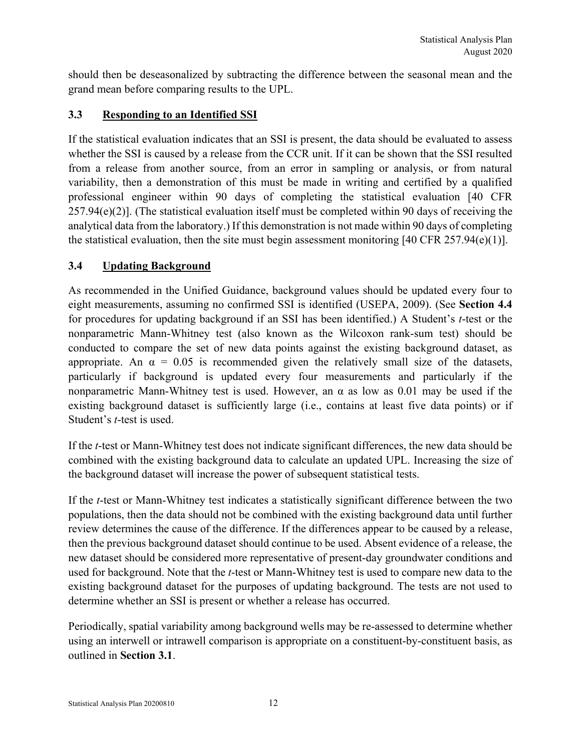should then be deseasonalized by subtracting the difference between the seasonal mean and the grand mean before comparing results to the UPL.

### 3.3 Responding to an Identified SSI

If the statistical evaluation indicates that an SSI is present, the data should be evaluated to assess whether the SSI is caused by a release from the CCR unit. If it can be shown that the SSI resulted from a release from another source, from an error in sampling or analysis, or from natural variability, then a demonstration of this must be made in writing and certified by a qualified professional engineer within 90 days of completing the statistical evaluation [40 CFR 257.94(e)(2)]. (The statistical evaluation itself must be completed within 90 days of receiving the analytical data from the laboratory.) If this demonstration is not made within 90 days of completing the statistical evaluation, then the site must begin assessment monitoring [40 CFR 257.94(e)(1)].

### 3.4 Updating Background

As recommended in the Unified Guidance, background values should be updated every four to eight measurements, assuming no confirmed SSI is identified (USEPA, 2009). (See **Section 4.4** for procedures for updating background if an SSI has been identified.) A Student's *t*-test or the nonparametric Mann-Whitney test (also known as the Wilcoxon rank-sum test) should be conducted to compare the set of new data points against the existing background dataset, as appropriate. An $\alpha = 0.05$ is recommended given the relatively small size of the datasets, particularly if background is updated every four measurements and particularly if the nonparametric Mann-Whitney test is used. However, an $\alpha$ as low as 0.01 may be used if the existing background dataset is sufficiently large (i.e., contains at least five data points) or if Student's *t*-test is used.

If the *t*-test or Mann-Whitney test does not indicate significant differences, the new data should be combined with the existing background data to calculate an updated UPL. Increasing the size of the background dataset will increase the power of subsequent statistical tests.

If the *t*-test or Mann-Whitney test indicates a statistically significant difference between the two populations, then the data should not be combined with the existing background data until further review determines the cause of the difference. If the differences appear to be caused by a release, then the previous background dataset should continue to be used. Absent evidence of a release, the new dataset should be considered more representative of present-day groundwater conditions and used for background. Note that the *t*-test or Mann-Whitney test is used to compare new data to the existing background dataset for the purposes of updating background. The tests are not used to determine whether an SSI is present or whether a release has occurred.

Periodically, spatial variability among background wells may be re-assessed to determine whether using an interwell or intrawell comparison is appropriate on a constituent-by-constituent basis, as outlined in **Section 3.1**.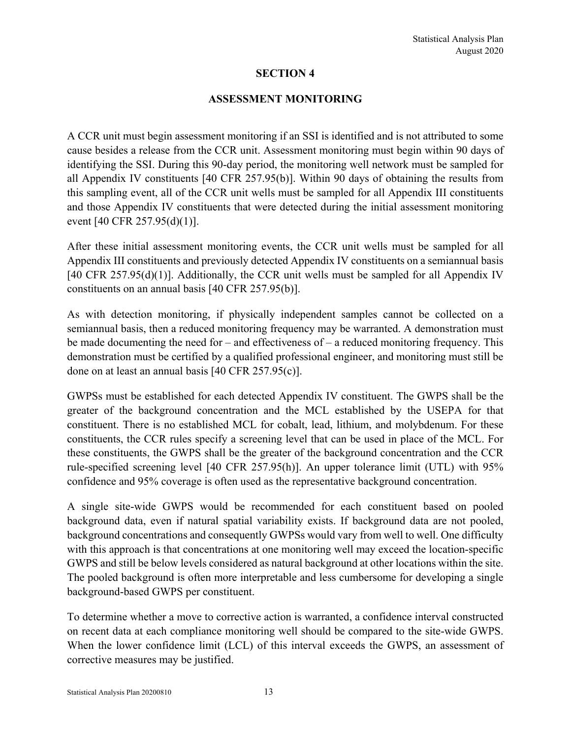# SECTION 4

## ASSESSMENT MONITORING

A CCR unit must begin assessment monitoring if an SSI is identified and is not attributed to some cause besides a release from the CCR unit. Assessment monitoring must begin within 90 days of identifying the SSI. During this 90-day period, the monitoring well network must be sampled for all Appendix IV constituents [40 CFR 257.95(b)]. Within 90 days of obtaining the results from this sampling event, all of the CCR unit wells must be sampled for all Appendix III constituents and those Appendix IV constituents that were detected during the initial assessment monitoring event [40 CFR 257.95(d)(1)].

After these initial assessment monitoring events, the CCR unit wells must be sampled for all Appendix III constituents and previously detected Appendix IV constituents on a semiannual basis [40 CFR 257.95(d)(1)]. Additionally, the CCR unit wells must be sampled for all Appendix IV constituents on an annual basis [40 CFR 257.95(b)].

As with detection monitoring, if physically independent samples cannot be collected on a semiannual basis, then a reduced monitoring frequency may be warranted. A demonstration must be made documenting the need for – and effectiveness of – a reduced monitoring frequency. This demonstration must be certified by a qualified professional engineer, and monitoring must still be done on at least an annual basis [40 CFR 257.95(c)].

GWPSs must be established for each detected Appendix IV constituent. The GWPS shall be the greater of the background concentration and the MCL established by the USEPA for that constituent. There is no established MCL for cobalt, lead, lithium, and molybdenum. For these constituents, the CCR rules specify a screening level that can be used in place of the MCL. For these constituents, the GWPS shall be the greater of the background concentration and the CCR rule-specified screening level [40 CFR 257.95(h)]. An upper tolerance limit (UTL) with 95% confidence and 95% coverage is often used as the representative background concentration.

A single site-wide GWPS would be recommended for each constituent based on pooled background data, even if natural spatial variability exists. If background data are not pooled, background concentrations and consequently GWPSs would vary from well to well. One difficulty with this approach is that concentrations at one monitoring well may exceed the location-specific GWPS and still be below levels considered as natural background at other locations within the site. The pooled background is often more interpretable and less cumbersome for developing a single background-based GWPS per constituent.

To determine whether a move to corrective action is warranted, a confidence interval constructed on recent data at each compliance monitoring well should be compared to the site-wide GWPS. When the lower confidence limit (LCL) of this interval exceeds the GWPS, an assessment of corrective measures may be justified.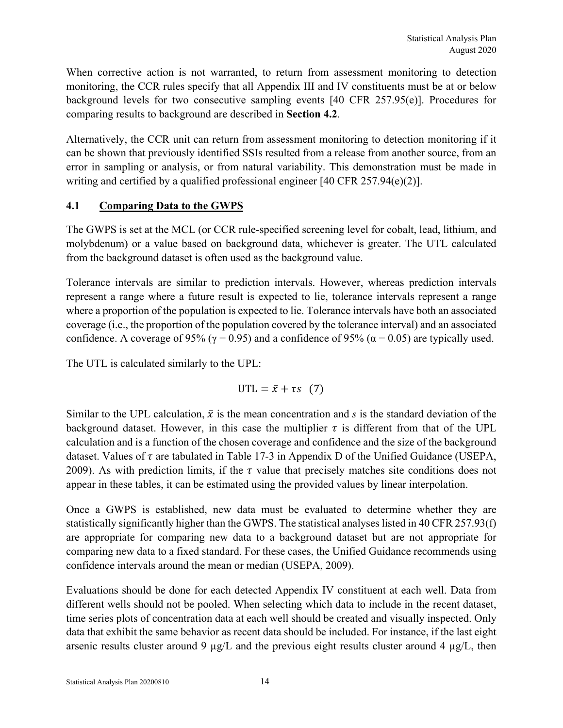When corrective action is not warranted, to return from assessment monitoring to detection monitoring, the CCR rules specify that all Appendix III and IV constituents must be at or below background levels for two consecutive sampling events [40 CFR 257.95(e)]. Procedures for comparing results to background are described in **Section 4.2**.

Alternatively, the CCR unit can return from assessment monitoring to detection monitoring if it can be shown that previously identified SSIs resulted from a release from another source, from an error in sampling or analysis, or from natural variability. This demonstration must be made in writing and certified by a qualified professional engineer [40 CFR 257.94(e)(2)].

## 4.1 Comparing Data to the GWPS

The GWPS is set at the MCL (or CCR rule-specified screening level for cobalt, lead, lithium, and molybdenum) or a value based on background data, whichever is greater. The UTL calculated from the background dataset is often used as the background value.

Tolerance intervals are similar to prediction intervals. However, whereas prediction intervals represent a range where a future result is expected to lie, tolerance intervals represent a range where a proportion of the population is expected to lie. Tolerance intervals have both an associated coverage (i.e., the proportion of the population covered by the tolerance interval) and an associated confidence. A coverage of 95% ($\gamma = 0.95$) and a confidence of 95% ($\alpha = 0.05$) are typically used.

The UTL is calculated similarly to the UPL:

$$\text{UTL} = \bar{x} + \tau s \quad (7)$$

Similar to the UPL calculation, $\bar{x}$ is the mean concentration and $s$ is the standard deviation of the background dataset. However, in this case the multiplier $\tau$ is different from that of the UPL calculation and is a function of the chosen coverage and confidence and the size of the background dataset. Values of $\tau$ are tabulated in Table 17-3 in Appendix D of the Unified Guidance (USEPA, 2009). As with prediction limits, if the $\tau$ value that precisely matches site conditions does not appear in these tables, it can be estimated using the provided values by linear interpolation.

Once a GWPS is established, new data must be evaluated to determine whether they are statistically significantly higher than the GWPS. The statistical analyses listed in 40 CFR 257.93(f) are appropriate for comparing new data to a background dataset but are not appropriate for comparing new data to a fixed standard. For these cases, the Unified Guidance recommends using confidence intervals around the mean or median (USEPA, 2009).

Evaluations should be done for each detected Appendix IV constituent at each well. Data from different wells should not be pooled. When selecting which data to include in the recent dataset, time series plots of concentration data at each well should be created and visually inspected. Only data that exhibit the same behavior as recent data should be included. For instance, if the last eight arsenic results cluster around 9 µg/L and the previous eight results cluster around 4 µg/L, then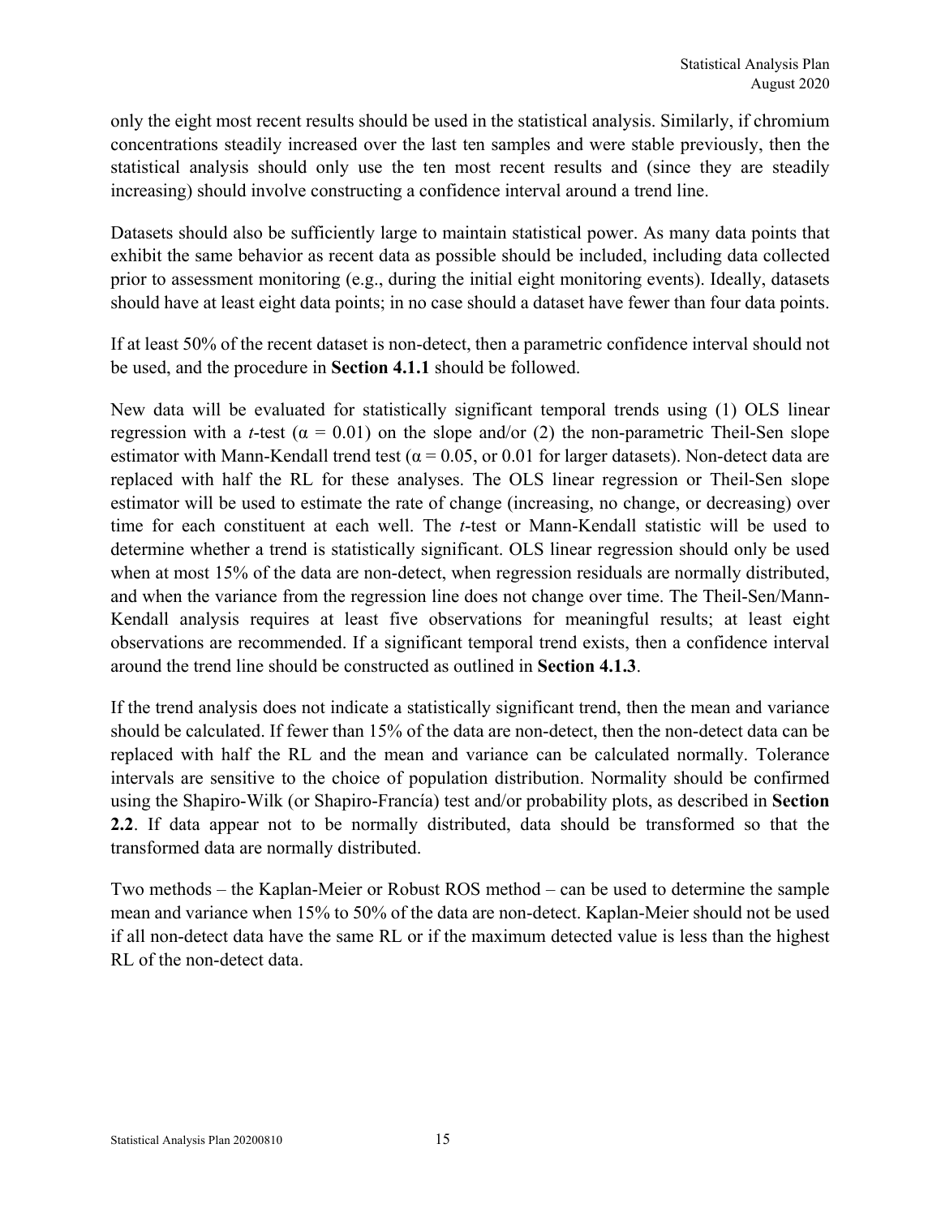only the eight most recent results should be used in the statistical analysis. Similarly, if chromium concentrations steadily increased over the last ten samples and were stable previously, then the statistical analysis should only use the ten most recent results and (since they are steadily increasing) should involve constructing a confidence interval around a trend line.

Datasets should also be sufficiently large to maintain statistical power. As many data points that exhibit the same behavior as recent data as possible should be included, including data collected prior to assessment monitoring (e.g., during the initial eight monitoring events). Ideally, datasets should have at least eight data points; in no case should a dataset have fewer than four data points.

If at least 50% of the recent dataset is non-detect, then a parametric confidence interval should not be used, and the procedure in **Section 4.1.1** should be followed.

New data will be evaluated for statistically significant temporal trends using (1) OLS linear regression with a *t*-test ($\alpha = 0.01$) on the slope and/or (2) the non-parametric Theil-Sen slope estimator with Mann-Kendall trend test ($\alpha = 0.05$, or 0.01 for larger datasets). Non-detect data are replaced with half the RL for these analyses. The OLS linear regression or Theil-Sen slope estimator will be used to estimate the rate of change (increasing, no change, or decreasing) over time for each constituent at each well. The *t*-test or Mann-Kendall statistic will be used to determine whether a trend is statistically significant. OLS linear regression should only be used when at most 15% of the data are non-detect, when regression residuals are normally distributed, and when the variance from the regression line does not change over time. The Theil-Sen/Mann-Kendall analysis requires at least five observations for meaningful results; at least eight observations are recommended. If a significant temporal trend exists, then a confidence interval around the trend line should be constructed as outlined in **Section 4.1.3**.

If the trend analysis does not indicate a statistically significant trend, then the mean and variance should be calculated. If fewer than 15% of the data are non-detect, then the non-detect data can be replaced with half the RL and the mean and variance can be calculated normally. Tolerance intervals are sensitive to the choice of population distribution. Normality should be confirmed using the Shapiro-Wilk (or Shapiro-Francía) test and/or probability plots, as described in **Section 2.2**. If data appear not to be normally distributed, data should be transformed so that the transformed data are normally distributed.

Two methods – the Kaplan-Meier or Robust ROS method – can be used to determine the sample mean and variance when 15% to 50% of the data are non-detect. Kaplan-Meier should not be used if all non-detect data have the same RL or if the maximum detected value is less than the highest RL of the non-detect data.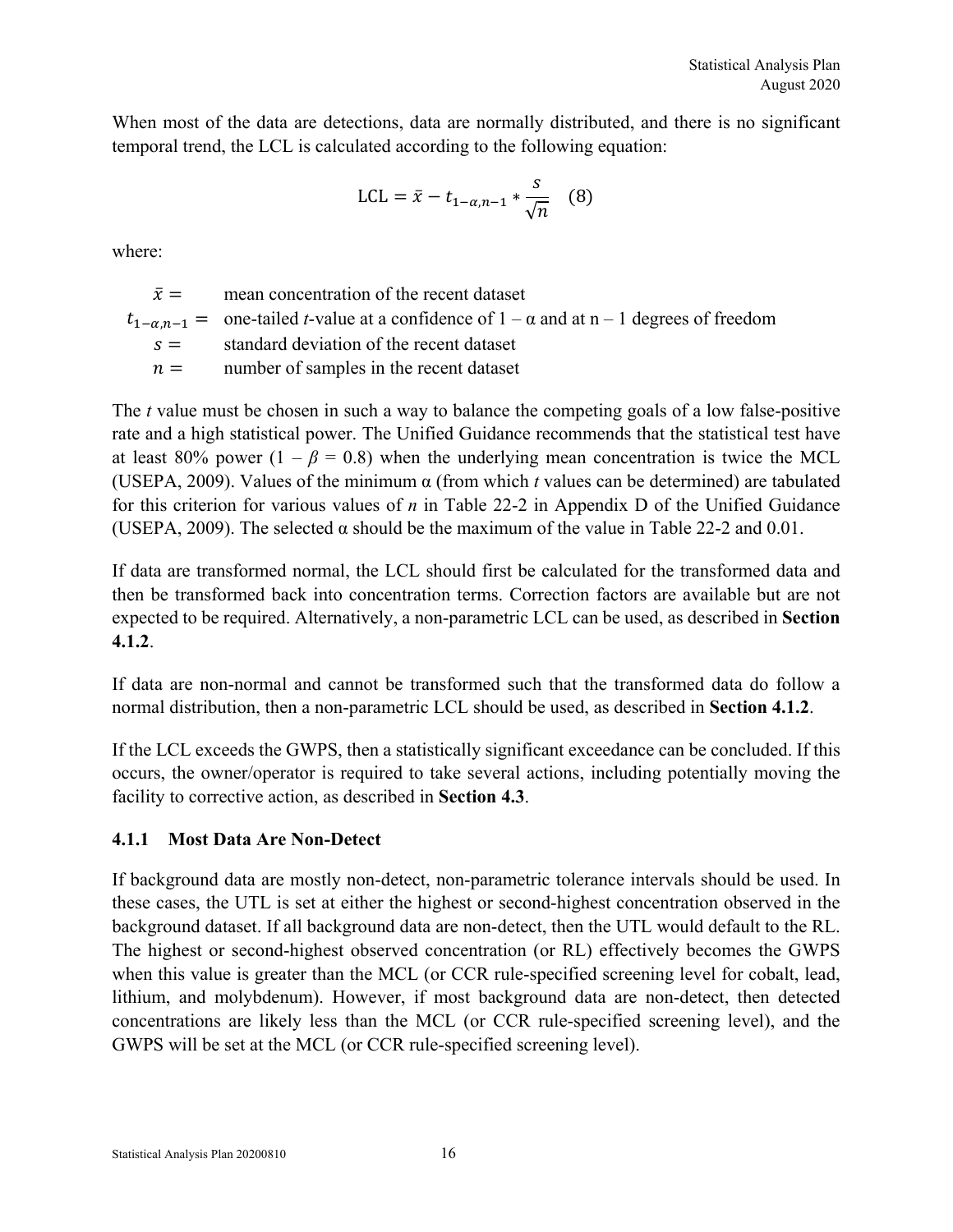When most of the data are detections, data are normally distributed, and there is no significant temporal trend, the LCL is calculated according to the following equation:

$$\text{LCL} = \bar{x} - t_{1-\alpha,n-1} * \frac{s}{\sqrt{n}} \quad (8)$$

where:

$\bar{x} =$ mean concentration of the recent dataset
$t_{1-\alpha,n-1} =$ one-tailed *t*-value at a confidence of $1 - \alpha$ and at $n - 1$ degrees of freedom
$s =$ standard deviation of the recent dataset
$n =$ number of samples in the recent dataset

The *t* value must be chosen in such a way to balance the competing goals of a low false-positive rate and a high statistical power. The Unified Guidance recommends that the statistical test have at least 80% power ($1 - \beta = 0.8$) when the underlying mean concentration is twice the MCL (USEPA, 2009). Values of the minimum α (from which *t* values can be determined) are tabulated for this criterion for various values of *n* in Table 22-2 in Appendix D of the Unified Guidance (USEPA, 2009). The selected α should be the maximum of the value in Table 22-2 and 0.01.

If data are transformed normal, the LCL should first be calculated for the transformed data and then be transformed back into concentration terms. Correction factors are available but are not expected to be required. Alternatively, a non-parametric LCL can be used, as described in **Section 4.1.2**.

If data are non-normal and cannot be transformed such that the transformed data do follow a normal distribution, then a non-parametric LCL should be used, as described in **Section 4.1.2**.

If the LCL exceeds the GWPS, then a statistically significant exceedance can be concluded. If this occurs, the owner/operator is required to take several actions, including potentially moving the facility to corrective action, as described in **Section 4.3**.

### 4.1.1 Most Data Are Non-Detect

If background data are mostly non-detect, non-parametric tolerance intervals should be used. In these cases, the UTL is set at either the highest or second-highest concentration observed in the background dataset. If all background data are non-detect, then the UTL would default to the RL. The highest or second-highest observed concentration (or RL) effectively becomes the GWPS when this value is greater than the MCL (or CCR rule-specified screening level for cobalt, lead, lithium, and molybdenum). However, if most background data are non-detect, then detected concentrations are likely less than the MCL (or CCR rule-specified screening level), and the GWPS will be set at the MCL (or CCR rule-specified screening level).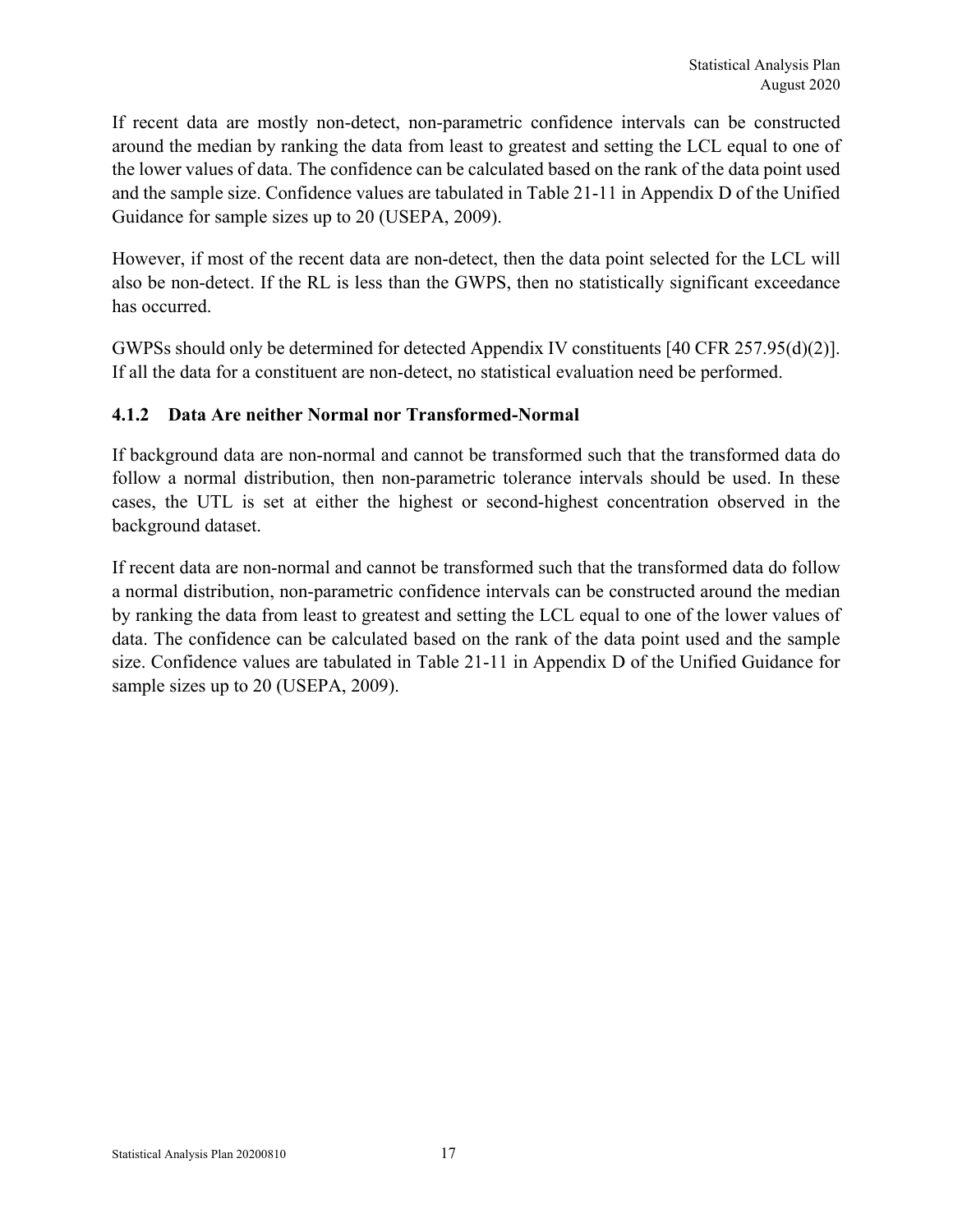If recent data are mostly non-detect, non-parametric confidence intervals can be constructed around the median by ranking the data from least to greatest and setting the LCL equal to one of the lower values of data. The confidence can be calculated based on the rank of the data point used and the sample size. Confidence values are tabulated in Table 21-11 in Appendix D of the Unified Guidance for sample sizes up to 20 (USEPA, 2009).

However, if most of the recent data are non-detect, then the data point selected for the LCL will also be non-detect. If the RL is less than the GWPS, then no statistically significant exceedance has occurred.

GWPSs should only be determined for detected Appendix IV constituents [40 CFR 257.95(d)(2)]. If all the data for a constituent are non-detect, no statistical evaluation need be performed.

### 4.1.2 Data Are neither Normal nor Transformed-Normal

If background data are non-normal and cannot be transformed such that the transformed data do follow a normal distribution, then non-parametric tolerance intervals should be used. In these cases, the UTL is set at either the highest or second-highest concentration observed in the background dataset.

If recent data are non-normal and cannot be transformed such that the transformed data do follow a normal distribution, non-parametric confidence intervals can be constructed around the median by ranking the data from least to greatest and setting the LCL equal to one of the lower values of data. The confidence can be calculated based on the rank of the data point used and the sample size. Confidence values are tabulated in Table 21-11 in Appendix D of the Unified Guidance for sample sizes up to 20 (USEPA, 2009).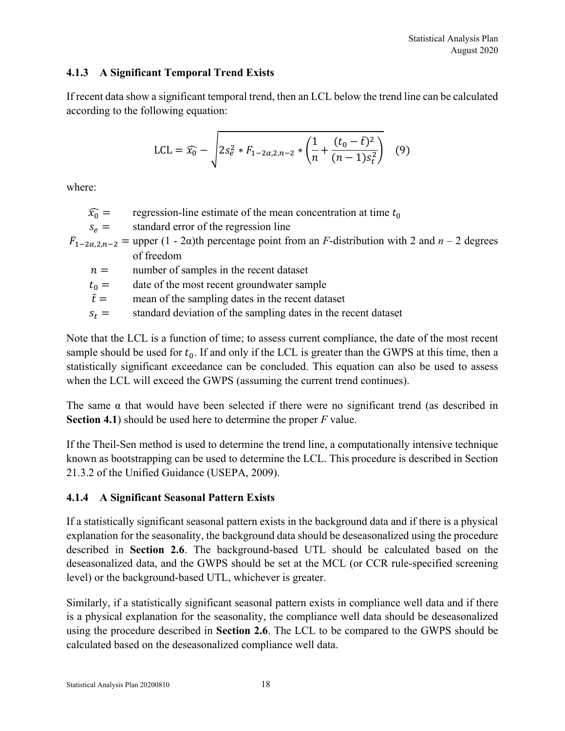### 4.1.3 A Significant Temporal Trend Exists

If recent data show a significant temporal trend, then an LCL below the trend line can be calculated according to the following equation:

$$\text{LCL} = \widehat{x_0} - \sqrt{2s_e^2 * F_{1-2\alpha,2,n-2} * \left(\frac{1}{n} + \frac{(t_0 - \bar{t})^2}{(n-1)s_t^2}\right)} \quad (9)$$

where:

- $\widehat{x_0} =$ regression-line estimate of the mean concentration at time $t_0$
- $s_e =$ standard error of the regression line
- $F_{1-2\alpha,2,n-2} =$ upper (1 - 2α)th percentage point from an *F*-distribution with 2 and *n* – 2 degrees of freedom
- $n =$ number of samples in the recent dataset
- $t_0 =$ date of the most recent groundwater sample
- $\bar{t} =$ mean of the sampling dates in the recent dataset
- $s_t =$ standard deviation of the sampling dates in the recent dataset

Note that the LCL is a function of time; to assess current compliance, the date of the most recent sample should be used for $t_0$. If and only if the LCL is greater than the GWPS at this time, then a statistically significant exceedance can be concluded. This equation can also be used to assess when the LCL will exceed the GWPS (assuming the current trend continues).

The same α that would have been selected if there were no significant trend (as described in **Section 4.1**) should be used here to determine the proper *F* value.

If the Theil-Sen method is used to determine the trend line, a computationally intensive technique known as bootstrapping can be used to determine the LCL. This procedure is described in Section 21.3.2 of the Unified Guidance (USEPA, 2009).

### 4.1.4 A Significant Seasonal Pattern Exists

If a statistically significant seasonal pattern exists in the background data and if there is a physical explanation for the seasonality, the background data should be deseasonalized using the procedure described in **Section 2.6**. The background-based UTL should be calculated based on the deseasonalized data, and the GWPS should be set at the MCL (or CCR rule-specified screening level) or the background-based UTL, whichever is greater.

Similarly, if a statistically significant seasonal pattern exists in compliance well data and if there is a physical explanation for the seasonality, the compliance well data should be deseasonalized using the procedure described in **Section 2.6**. The LCL to be compared to the GWPS should be calculated based on the deseasonalized compliance well data.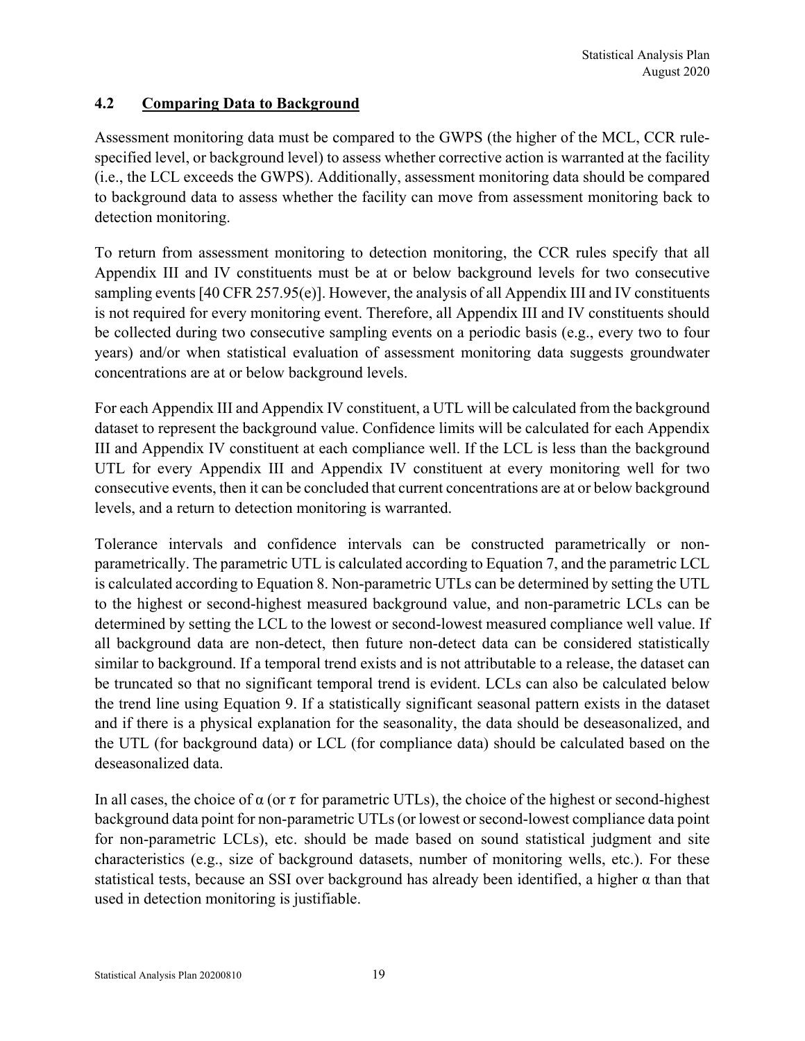### 4.2 Comparing Data to Background

Assessment monitoring data must be compared to the GWPS (the higher of the MCL, CCR rule-specified level, or background level) to assess whether corrective action is warranted at the facility (i.e., the LCL exceeds the GWPS). Additionally, assessment monitoring data should be compared to background data to assess whether the facility can move from assessment monitoring back to detection monitoring.

To return from assessment monitoring to detection monitoring, the CCR rules specify that all Appendix III and IV constituents must be at or below background levels for two consecutive sampling events [40 CFR 257.95(e)]. However, the analysis of all Appendix III and IV constituents is not required for every monitoring event. Therefore, all Appendix III and IV constituents should be collected during two consecutive sampling events on a periodic basis (e.g., every two to four years) and/or when statistical evaluation of assessment monitoring data suggests groundwater concentrations are at or below background levels.

For each Appendix III and Appendix IV constituent, a UTL will be calculated from the background dataset to represent the background value. Confidence limits will be calculated for each Appendix III and Appendix IV constituent at each compliance well. If the LCL is less than the background UTL for every Appendix III and Appendix IV constituent at every monitoring well for two consecutive events, then it can be concluded that current concentrations are at or below background levels, and a return to detection monitoring is warranted.

Tolerance intervals and confidence intervals can be constructed parametrically or non-parametrically. The parametric UTL is calculated according to Equation 7, and the parametric LCL is calculated according to Equation 8. Non-parametric UTLs can be determined by setting the UTL to the highest or second-highest measured background value, and non-parametric LCLs can be determined by setting the LCL to the lowest or second-lowest measured compliance well value. If all background data are non-detect, then future non-detect data can be considered statistically similar to background. If a temporal trend exists and is not attributable to a release, the dataset can be truncated so that no significant temporal trend is evident. LCLs can also be calculated below the trend line using Equation 9. If a statistically significant seasonal pattern exists in the dataset and if there is a physical explanation for the seasonality, the data should be deseasonalized, and the UTL (for background data) or LCL (for compliance data) should be calculated based on the deseasonalized data.

In all cases, the choice of $\alpha$ (or $\tau$ for parametric UTLs), the choice of the highest or second-highest background data point for non-parametric UTLs (or lowest or second-lowest compliance data point for non-parametric LCLs), etc. should be made based on sound statistical judgment and site characteristics (e.g., size of background datasets, number of monitoring wells, etc.). For these statistical tests, because an SSI over background has already been identified, a higher $\alpha$ than that used in detection monitoring is justifiable.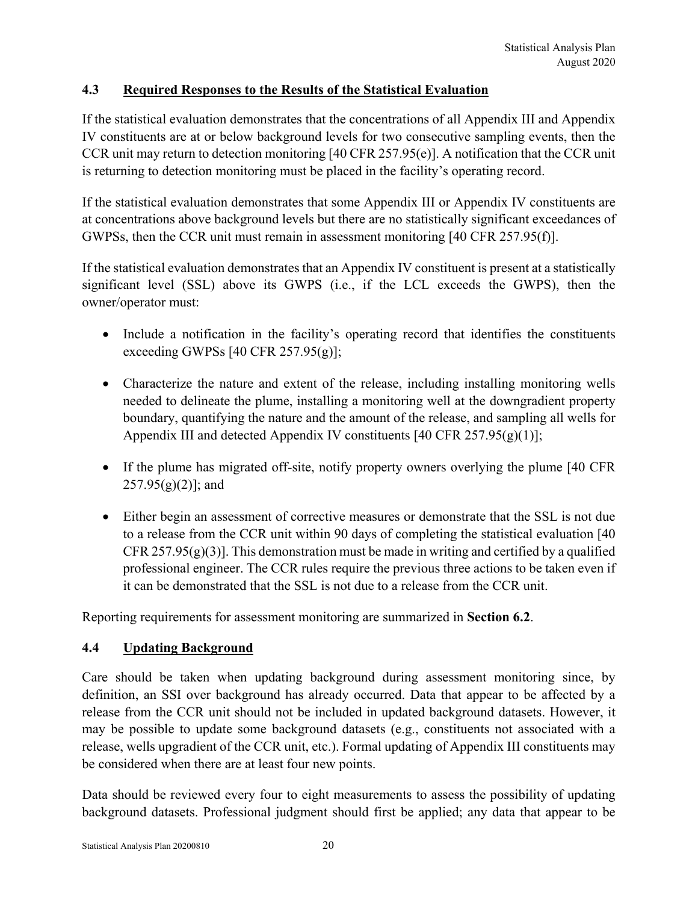### 4.3 Required Responses to the Results of the Statistical Evaluation

If the statistical evaluation demonstrates that the concentrations of all Appendix III and Appendix IV constituents are at or below background levels for two consecutive sampling events, then the CCR unit may return to detection monitoring [40 CFR 257.95(e)]. A notification that the CCR unit is returning to detection monitoring must be placed in the facility's operating record.

If the statistical evaluation demonstrates that some Appendix III or Appendix IV constituents are at concentrations above background levels but there are no statistically significant exceedances of GWPSs, then the CCR unit must remain in assessment monitoring [40 CFR 257.95(f)].

If the statistical evaluation demonstrates that an Appendix IV constituent is present at a statistically significant level (SSL) above its GWPS (i.e., if the LCL exceeds the GWPS), then the owner/operator must:

- Include a notification in the facility's operating record that identifies the constituents exceeding GWPSs [40 CFR 257.95(g)];
- Characterize the nature and extent of the release, including installing monitoring wells needed to delineate the plume, installing a monitoring well at the downgradient property boundary, quantifying the nature and the amount of the release, and sampling all wells for Appendix III and detected Appendix IV constituents [40 CFR 257.95(g)(1)];
- If the plume has migrated off-site, notify property owners overlying the plume [40 CFR 257.95(g)(2)]; and
- Either begin an assessment of corrective measures or demonstrate that the SSL is not due to a release from the CCR unit within 90 days of completing the statistical evaluation [40 CFR 257.95(g)(3)]. This demonstration must be made in writing and certified by a qualified professional engineer. The CCR rules require the previous three actions to be taken even if it can be demonstrated that the SSL is not due to a release from the CCR unit.

Reporting requirements for assessment monitoring are summarized in **Section 6.2**.

### 4.4 Updating Background

Care should be taken when updating background during assessment monitoring since, by definition, an SSI over background has already occurred. Data that appear to be affected by a release from the CCR unit should not be included in updated background datasets. However, it may be possible to update some background datasets (e.g., constituents not associated with a release, wells upgradient of the CCR unit, etc.). Formal updating of Appendix III constituents may be considered when there are at least four new points.

Data should be reviewed every four to eight measurements to assess the possibility of updating background datasets. Professional judgment should first be applied; any data that appear to be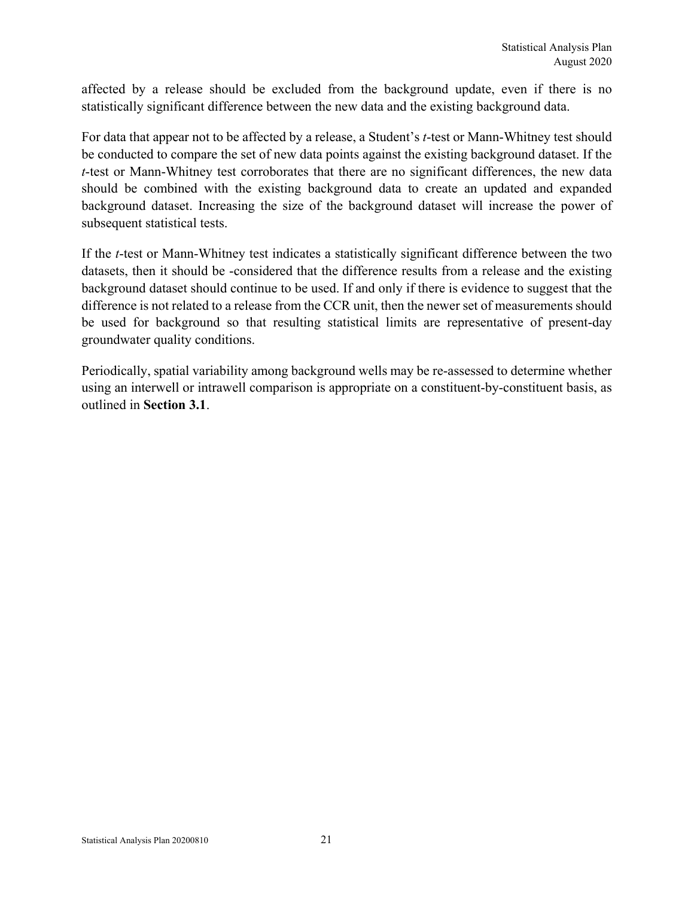affected by a release should be excluded from the background update, even if there is no statistically significant difference between the new data and the existing background data.

For data that appear not to be affected by a release, a Student's *t*-test or Mann-Whitney test should be conducted to compare the set of new data points against the existing background dataset. If the *t*-test or Mann-Whitney test corroborates that there are no significant differences, the new data should be combined with the existing background data to create an updated and expanded background dataset. Increasing the size of the background dataset will increase the power of subsequent statistical tests.

If the *t*-test or Mann-Whitney test indicates a statistically significant difference between the two datasets, then it should be -considered that the difference results from a release and the existing background dataset should continue to be used. If and only if there is evidence to suggest that the difference is not related to a release from the CCR unit, then the newer set of measurements should be used for background so that resulting statistical limits are representative of present-day groundwater quality conditions.

Periodically, spatial variability among background wells may be re-assessed to determine whether using an interwell or intrawell comparison is appropriate on a constituent-by-constituent basis, as outlined in **Section 3.1**.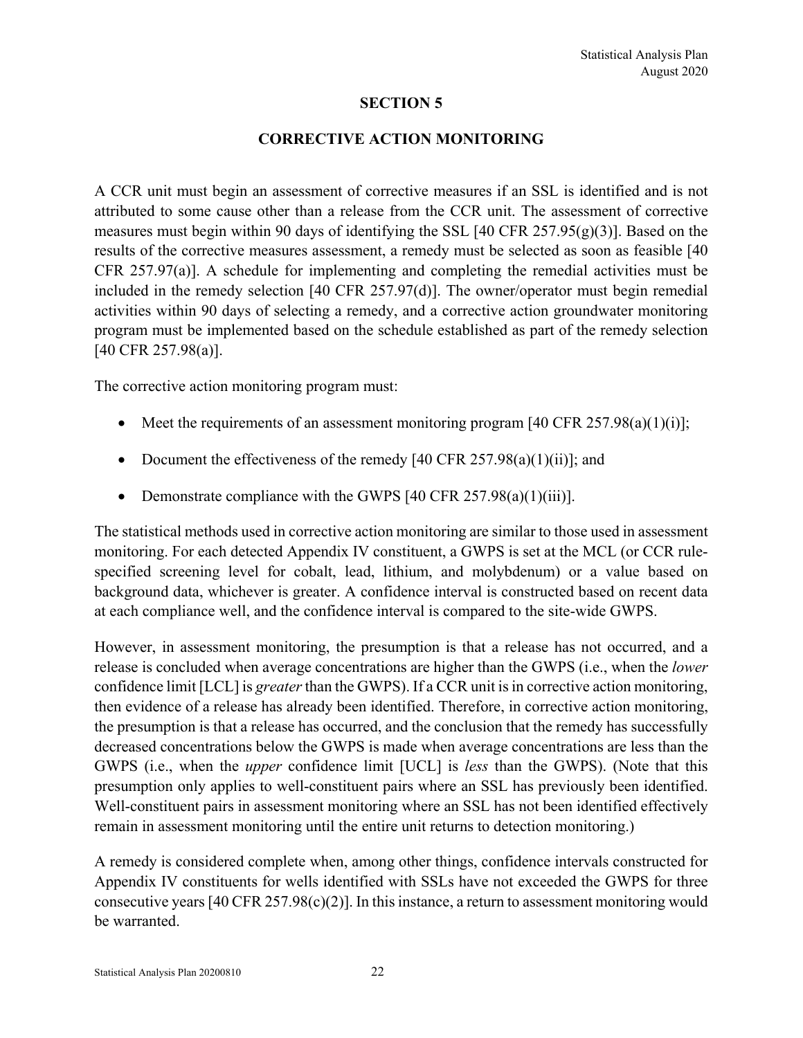# SECTION 5

## CORRECTIVE ACTION MONITORING

A CCR unit must begin an assessment of corrective measures if an SSL is identified and is not attributed to some cause other than a release from the CCR unit. The assessment of corrective measures must begin within 90 days of identifying the SSL [40 CFR 257.95(g)(3)]. Based on the results of the corrective measures assessment, a remedy must be selected as soon as feasible [40 CFR 257.97(a)]. A schedule for implementing and completing the remedial activities must be included in the remedy selection [40 CFR 257.97(d)]. The owner/operator must begin remedial activities within 90 days of selecting a remedy, and a corrective action groundwater monitoring program must be implemented based on the schedule established as part of the remedy selection [40 CFR 257.98(a)].

The corrective action monitoring program must:

- Meet the requirements of an assessment monitoring program [40 CFR 257.98(a)(1)(i)];
- Document the effectiveness of the remedy [40 CFR 257.98(a)(1)(ii)]; and
- Demonstrate compliance with the GWPS [40 CFR 257.98(a)(1)(iii)].

The statistical methods used in corrective action monitoring are similar to those used in assessment monitoring. For each detected Appendix IV constituent, a GWPS is set at the MCL (or CCR rule-specified screening level for cobalt, lead, lithium, and molybdenum) or a value based on background data, whichever is greater. A confidence interval is constructed based on recent data at each compliance well, and the confidence interval is compared to the site-wide GWPS.

However, in assessment monitoring, the presumption is that a release has not occurred, and a release is concluded when average concentrations are higher than the GWPS (i.e., when the *lower* confidence limit [LCL] is *greater* than the GWPS). If a CCR unit is in corrective action monitoring, then evidence of a release has already been identified. Therefore, in corrective action monitoring, the presumption is that a release has occurred, and the conclusion that the remedy has successfully decreased concentrations below the GWPS is made when average concentrations are less than the GWPS (i.e., when the *upper* confidence limit [UCL] is *less* than the GWPS). (Note that this presumption only applies to well-constituent pairs where an SSL has previously been identified. Well-constituent pairs in assessment monitoring where an SSL has not been identified effectively remain in assessment monitoring until the entire unit returns to detection monitoring.)

A remedy is considered complete when, among other things, confidence intervals constructed for Appendix IV constituents for wells identified with SSLs have not exceeded the GWPS for three consecutive years [40 CFR 257.98(c)(2)]. In this instance, a return to assessment monitoring would be warranted.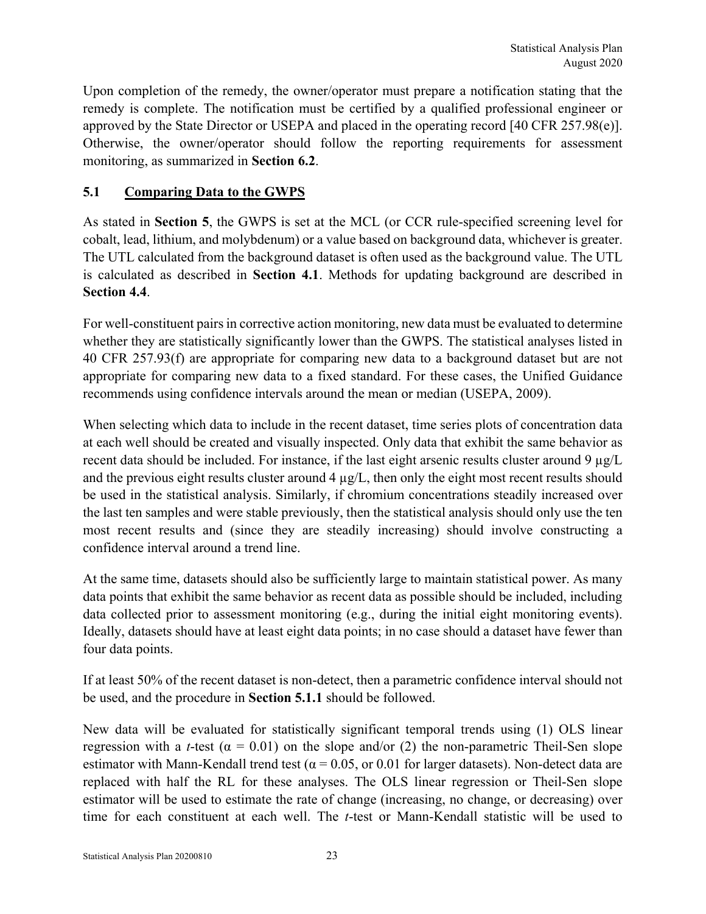Upon completion of the remedy, the owner/operator must prepare a notification stating that the remedy is complete. The notification must be certified by a qualified professional engineer or approved by the State Director or USEPA and placed in the operating record [40 CFR 257.98(e)]. Otherwise, the owner/operator should follow the reporting requirements for assessment monitoring, as summarized in **Section 6.2**.

## 5.1 Comparing Data to the GWPS

As stated in **Section 5**, the GWPS is set at the MCL (or CCR rule-specified screening level for cobalt, lead, lithium, and molybdenum) or a value based on background data, whichever is greater. The UTL calculated from the background dataset is often used as the background value. The UTL is calculated as described in **Section 4.1**. Methods for updating background are described in **Section 4.4**.

For well-constituent pairs in corrective action monitoring, new data must be evaluated to determine whether they are statistically significantly lower than the GWPS. The statistical analyses listed in 40 CFR 257.93(f) are appropriate for comparing new data to a background dataset but are not appropriate for comparing new data to a fixed standard. For these cases, the Unified Guidance recommends using confidence intervals around the mean or median (USEPA, 2009).

When selecting which data to include in the recent dataset, time series plots of concentration data at each well should be created and visually inspected. Only data that exhibit the same behavior as recent data should be included. For instance, if the last eight arsenic results cluster around 9 µg/L and the previous eight results cluster around 4 µg/L, then only the eight most recent results should be used in the statistical analysis. Similarly, if chromium concentrations steadily increased over the last ten samples and were stable previously, then the statistical analysis should only use the ten most recent results and (since they are steadily increasing) should involve constructing a confidence interval around a trend line.

At the same time, datasets should also be sufficiently large to maintain statistical power. As many data points that exhibit the same behavior as recent data as possible should be included, including data collected prior to assessment monitoring (e.g., during the initial eight monitoring events). Ideally, datasets should have at least eight data points; in no case should a dataset have fewer than four data points.

If at least 50% of the recent dataset is non-detect, then a parametric confidence interval should not be used, and the procedure in **Section 5.1.1** should be followed.

New data will be evaluated for statistically significant temporal trends using (1) OLS linear regression with a *t*-test ($\alpha = 0.01$) on the slope and/or (2) the non-parametric Theil-Sen slope estimator with Mann-Kendall trend test ($\alpha = 0.05$, or 0.01 for larger datasets). Non-detect data are replaced with half the RL for these analyses. The OLS linear regression or Theil-Sen slope estimator will be used to estimate the rate of change (increasing, no change, or decreasing) over time for each constituent at each well. The *t*-test or Mann-Kendall statistic will be used to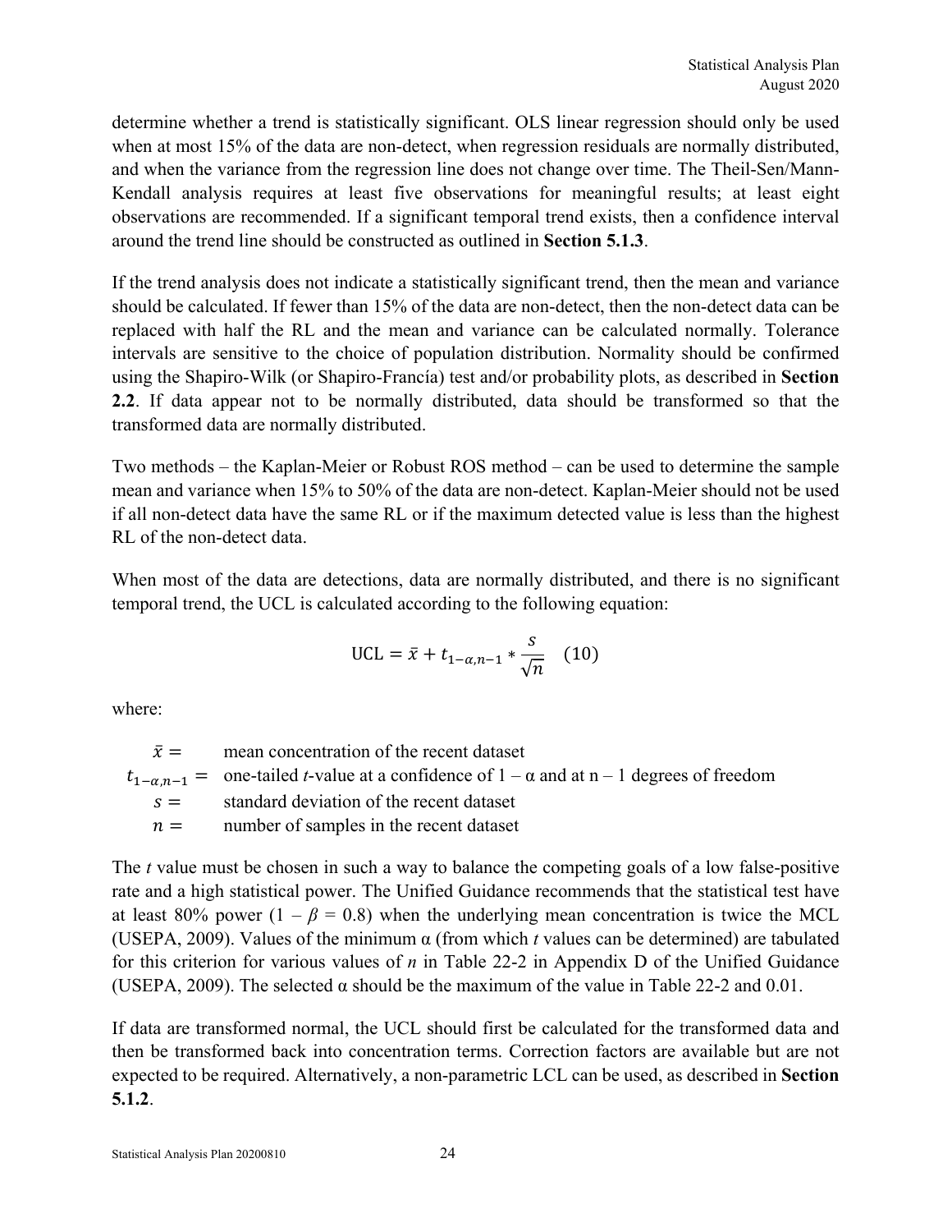determine whether a trend is statistically significant. OLS linear regression should only be used when at most 15% of the data are non-detect, when regression residuals are normally distributed, and when the variance from the regression line does not change over time. The Theil-Sen/Mann-Kendall analysis requires at least five observations for meaningful results; at least eight observations are recommended. If a significant temporal trend exists, then a confidence interval around the trend line should be constructed as outlined in **Section 5.1.3**.

If the trend analysis does not indicate a statistically significant trend, then the mean and variance should be calculated. If fewer than 15% of the data are non-detect, then the non-detect data can be replaced with half the RL and the mean and variance can be calculated normally. Tolerance intervals are sensitive to the choice of population distribution. Normality should be confirmed using the Shapiro-Wilk (or Shapiro-Francía) test and/or probability plots, as described in **Section 2.2**. If data appear not to be normally distributed, data should be transformed so that the transformed data are normally distributed.

Two methods – the Kaplan-Meier or Robust ROS method – can be used to determine the sample mean and variance when 15% to 50% of the data are non-detect. Kaplan-Meier should not be used if all non-detect data have the same RL or if the maximum detected value is less than the highest RL of the non-detect data.

When most of the data are detections, data are normally distributed, and there is no significant temporal trend, the UCL is calculated according to the following equation:

$$\text{UCL} = \bar{x} + t_{1-\alpha,n-1} * \frac{s}{\sqrt{n}} \quad (10)$$

where:

$\bar{x} =$ mean concentration of the recent dataset
$t_{1-\alpha,n-1} =$ one-tailed *t*-value at a confidence of $1 - \alpha$ and at $n - 1$ degrees of freedom
$s =$ standard deviation of the recent dataset
$n =$ number of samples in the recent dataset

The *t* value must be chosen in such a way to balance the competing goals of a low false-positive rate and a high statistical power. The Unified Guidance recommends that the statistical test have at least 80% power ($1 - \beta = 0.8$) when the underlying mean concentration is twice the MCL (USEPA, 2009). Values of the minimum α (from which *t* values can be determined) are tabulated for this criterion for various values of *n* in Table 22-2 in Appendix D of the Unified Guidance (USEPA, 2009). The selected α should be the maximum of the value in Table 22-2 and 0.01.

If data are transformed normal, the UCL should first be calculated for the transformed data and then be transformed back into concentration terms. Correction factors are available but are not expected to be required. Alternatively, a non-parametric LCL can be used, as described in **Section 5.1.2**.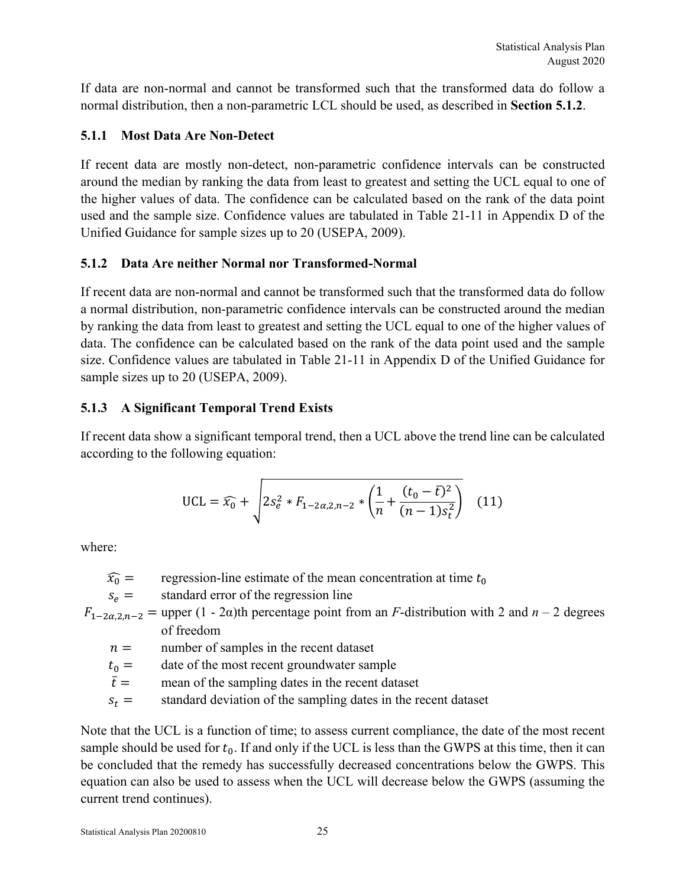If data are non-normal and cannot be transformed such that the transformed data do follow a normal distribution, then a non-parametric LCL should be used, as described in **Section 5.1.2**.

### 5.1.1 Most Data Are Non-Detect

If recent data are mostly non-detect, non-parametric confidence intervals can be constructed around the median by ranking the data from least to greatest and setting the UCL equal to one of the higher values of data. The confidence can be calculated based on the rank of the data point used and the sample size. Confidence values are tabulated in Table 21-11 in Appendix D of the Unified Guidance for sample sizes up to 20 (USEPA, 2009).

### 5.1.2 Data Are neither Normal nor Transformed-Normal

If recent data are non-normal and cannot be transformed such that the transformed data do follow a normal distribution, non-parametric confidence intervals can be constructed around the median by ranking the data from least to greatest and setting the UCL equal to one of the higher values of data. The confidence can be calculated based on the rank of the data point used and the sample size. Confidence values are tabulated in Table 21-11 in Appendix D of the Unified Guidance for sample sizes up to 20 (USEPA, 2009).

### 5.1.3 A Significant Temporal Trend Exists

If recent data show a significant temporal trend, then a UCL above the trend line can be calculated according to the following equation:

$$\text{UCL} = \widehat{x_0} + \sqrt{2s_e^2 * F_{1-2\alpha,2,n-2} * \left(\frac{1}{n} + \frac{(t_0 - \bar{t})^2}{(n-1)s_t^2}\right)} \quad (11)$$

where:

$\widehat{x_0} =$ regression-line estimate of the mean concentration at time $t_0$

$s_e =$ standard error of the regression line

$F_{1-2\alpha,2,n-2} =$ upper (1 - 2α)th percentage point from an *F*-distribution with 2 and $n$ – 2 degrees of freedom

$n =$ number of samples in the recent dataset

$t_0 =$ date of the most recent groundwater sample

$\bar{t} =$ mean of the sampling dates in the recent dataset

$s_t =$ standard deviation of the sampling dates in the recent dataset

Note that the UCL is a function of time; to assess current compliance, the date of the most recent sample should be used for $t_0$. If and only if the UCL is less than the GWPS at this time, then it can be concluded that the remedy has successfully decreased concentrations below the GWPS. This equation can also be used to assess when the UCL will decrease below the GWPS (assuming the current trend continues).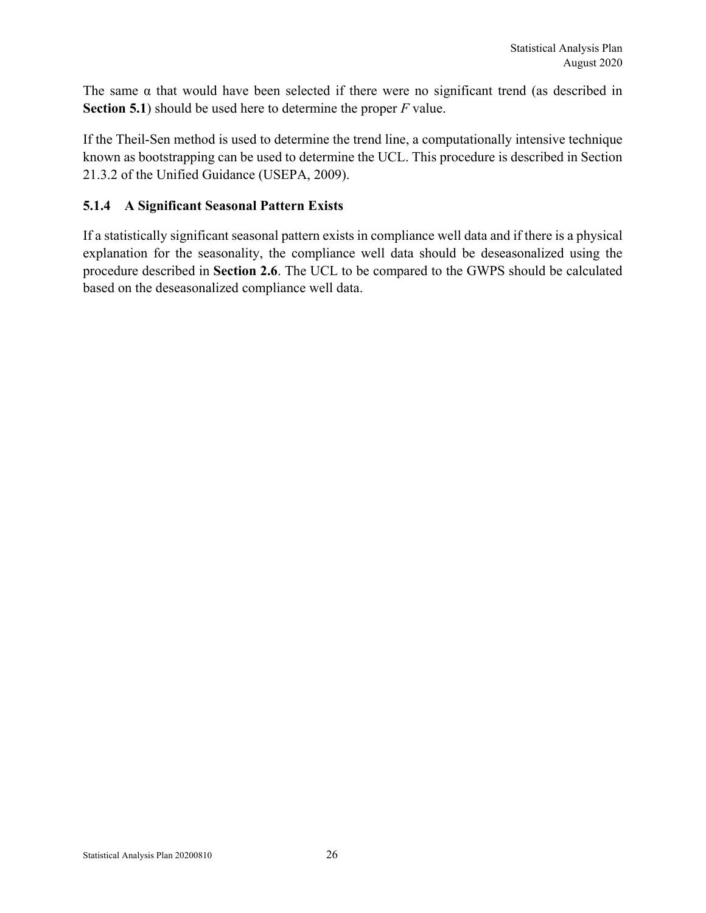The same $\alpha$ that would have been selected if there were no significant trend (as described in **Section 5.1**) should be used here to determine the proper $F$ value.

If the Theil-Sen method is used to determine the trend line, a computationally intensive technique known as bootstrapping can be used to determine the UCL. This procedure is described in Section 21.3.2 of the Unified Guidance (USEPA, 2009).

### 5.1.4 A Significant Seasonal Pattern Exists

If a statistically significant seasonal pattern exists in compliance well data and if there is a physical explanation for the seasonality, the compliance well data should be deseasonalized using the procedure described in **Section 2.6**. The UCL to be compared to the GWPS should be calculated based on the deseasonalized compliance well data.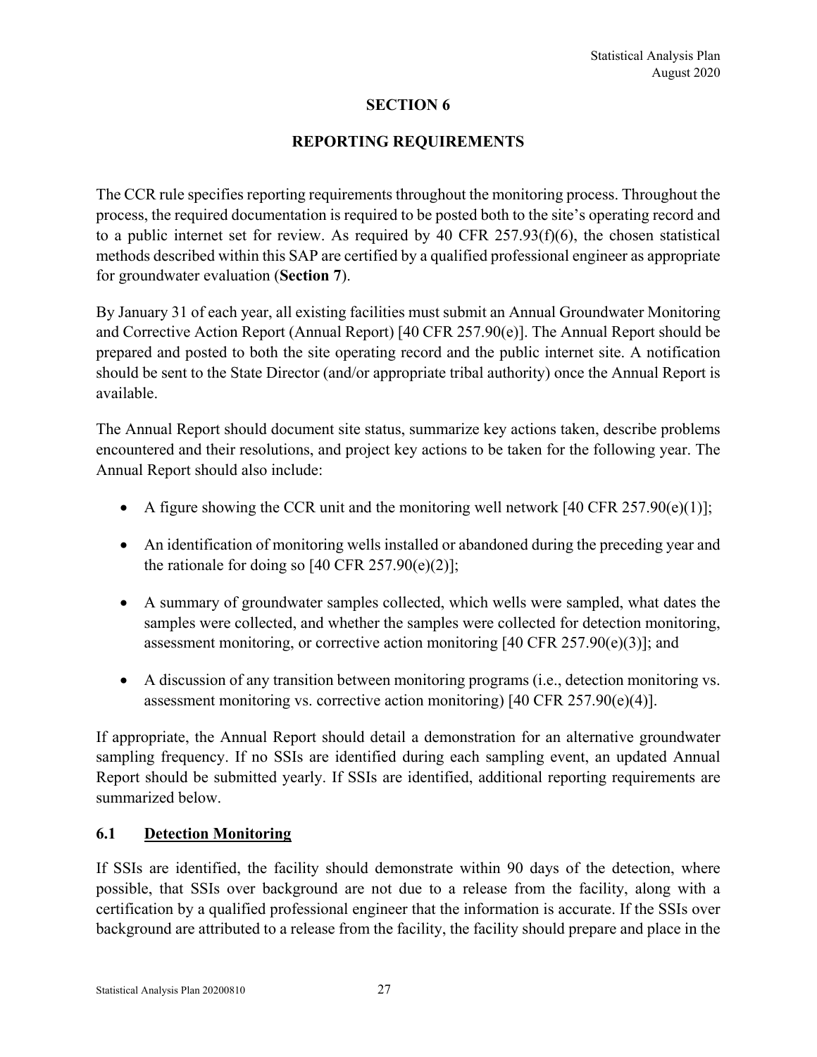## SECTION 6

## REPORTING REQUIREMENTS

The CCR rule specifies reporting requirements throughout the monitoring process. Throughout the process, the required documentation is required to be posted both to the site's operating record and to a public internet set for review. As required by 40 CFR 257.93(f)(6), the chosen statistical methods described within this SAP are certified by a qualified professional engineer as appropriate for groundwater evaluation (**Section 7**).

By January 31 of each year, all existing facilities must submit an Annual Groundwater Monitoring and Corrective Action Report (Annual Report) [40 CFR 257.90(e)]. The Annual Report should be prepared and posted to both the site operating record and the public internet site. A notification should be sent to the State Director (and/or appropriate tribal authority) once the Annual Report is available.

The Annual Report should document site status, summarize key actions taken, describe problems encountered and their resolutions, and project key actions to be taken for the following year. The Annual Report should also include:

- A figure showing the CCR unit and the monitoring well network [40 CFR 257.90(e)(1)];
- An identification of monitoring wells installed or abandoned during the preceding year and the rationale for doing so [40 CFR 257.90(e)(2)];
- A summary of groundwater samples collected, which wells were sampled, what dates the samples were collected, and whether the samples were collected for detection monitoring, assessment monitoring, or corrective action monitoring [40 CFR 257.90(e)(3)]; and
- A discussion of any transition between monitoring programs (i.e., detection monitoring vs. assessment monitoring vs. corrective action monitoring) [40 CFR 257.90(e)(4)].

If appropriate, the Annual Report should detail a demonstration for an alternative groundwater sampling frequency. If no SSIs are identified during each sampling event, an updated Annual Report should be submitted yearly. If SSIs are identified, additional reporting requirements are summarized below.

### 6.1 Detection Monitoring

If SSIs are identified, the facility should demonstrate within 90 days of the detection, where possible, that SSIs over background are not due to a release from the facility, along with a certification by a qualified professional engineer that the information is accurate. If the SSIs over background are attributed to a release from the facility, the facility should prepare and place in the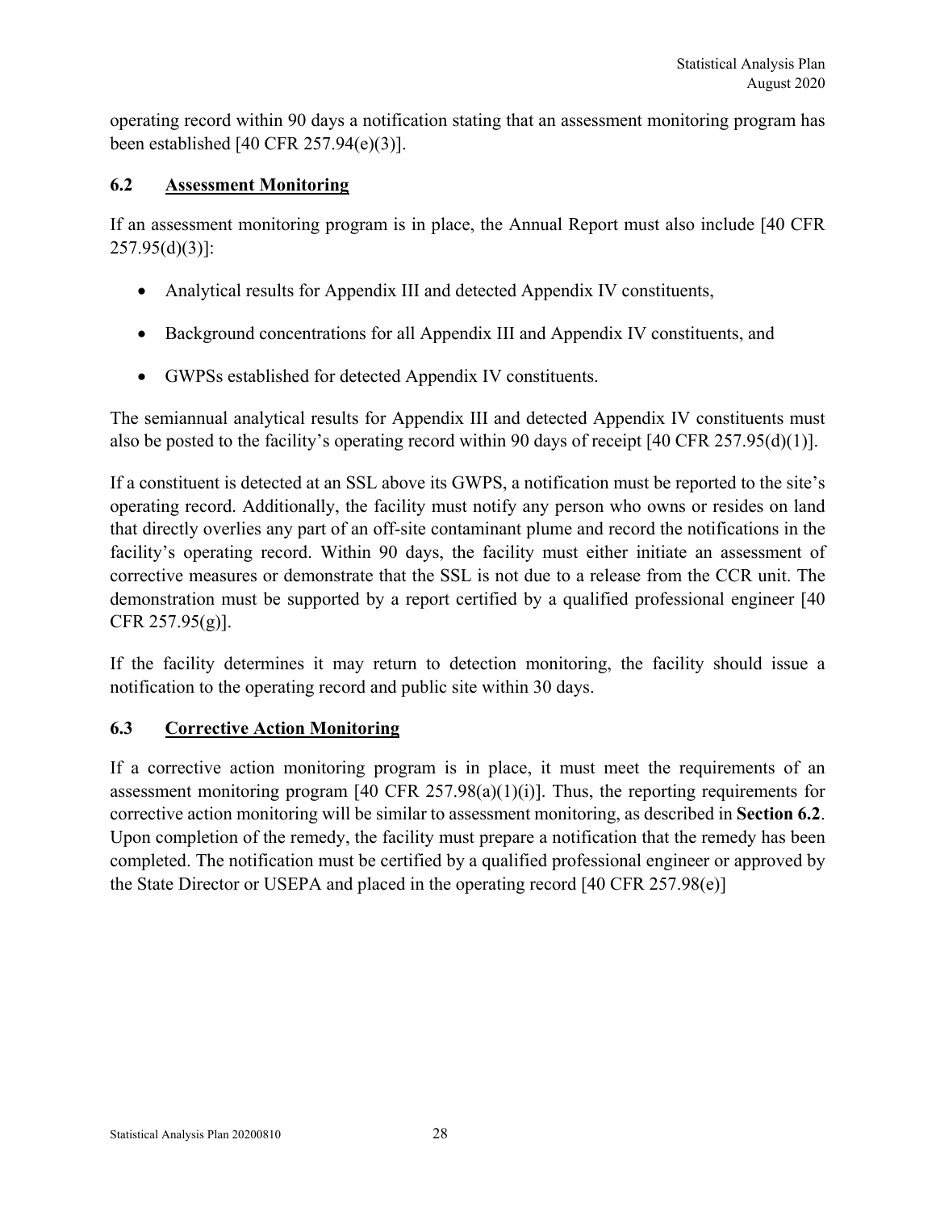operating record within 90 days a notification stating that an assessment monitoring program has been established [40 CFR 257.94(e)(3)].

## 6.2 Assessment Monitoring

If an assessment monitoring program is in place, the Annual Report must also include [40 CFR 257.95(d)(3)]:

- Analytical results for Appendix III and detected Appendix IV constituents,
- Background concentrations for all Appendix III and Appendix IV constituents, and
- GWPSs established for detected Appendix IV constituents.

The semiannual analytical results for Appendix III and detected Appendix IV constituents must also be posted to the facility's operating record within 90 days of receipt [40 CFR 257.95(d)(1)].

If a constituent is detected at an SSL above its GWPS, a notification must be reported to the site's operating record. Additionally, the facility must notify any person who owns or resides on land that directly overlies any part of an off-site contaminant plume and record the notifications in the facility's operating record. Within 90 days, the facility must either initiate an assessment of corrective measures or demonstrate that the SSL is not due to a release from the CCR unit. The demonstration must be supported by a report certified by a qualified professional engineer [40 CFR 257.95(g)].

If the facility determines it may return to detection monitoring, the facility should issue a notification to the operating record and public site within 30 days.

## 6.3 Corrective Action Monitoring

If a corrective action monitoring program is in place, it must meet the requirements of an assessment monitoring program [40 CFR 257.98(a)(1)(i)]. Thus, the reporting requirements for corrective action monitoring will be similar to assessment monitoring, as described in **Section 6.2**. Upon completion of the remedy, the facility must prepare a notification that the remedy has been completed. The notification must be certified by a qualified professional engineer or approved by the State Director or USEPA and placed in the operating record [40 CFR 257.98(e)]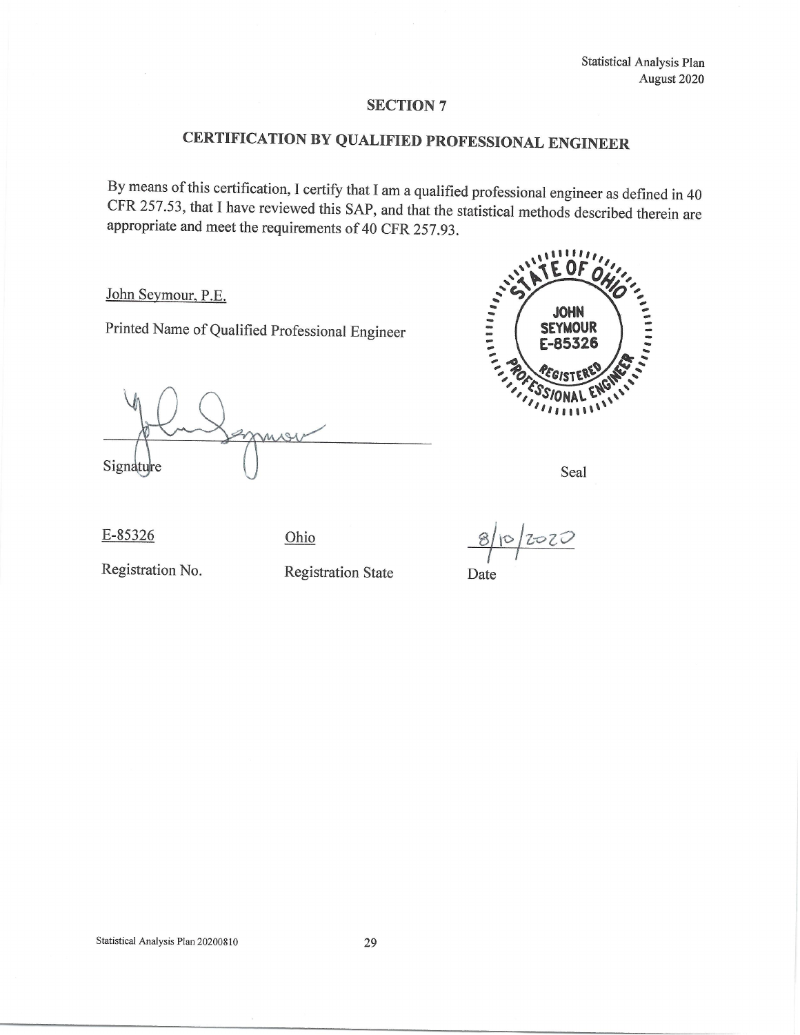## SECTION 7

## CERTIFICATION BY QUALIFIED PROFESSIONAL ENGINEER

By means of this certification, I certify that I am a qualified professional engineer as defined in 40 CFR 257.53, that I have reviewed this SAP, and that the statistical methods described therein are appropriate and meet the requirements of 40 CFR 257.93.

John Seymour, P.E.

Printed Name of Qualified Professional Engineer

Signature

Seal

STATE OF OHIO
JOHN SEYMOUR
E-85326
REGISTERED
PROFESSIONAL ENGINEER

| E-85326 | Ohio | 8/10/2020 |
|---|---|---|
| Registration No. | Registration State | Date |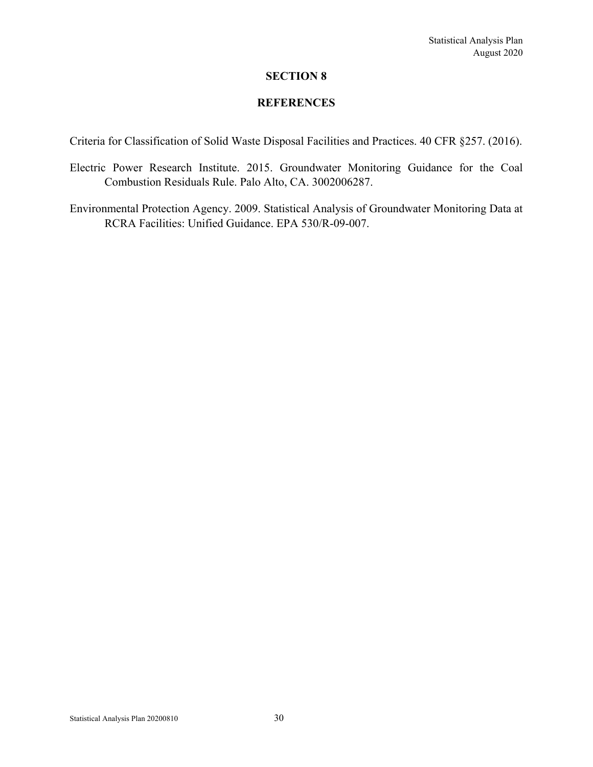# SECTION 8

# REFERENCES

Criteria for Classification of Solid Waste Disposal Facilities and Practices. 40 CFR §257. (2016).

Electric Power Research Institute. 2015. Groundwater Monitoring Guidance for the Coal Combustion Residuals Rule. Palo Alto, CA. 3002006287.

Environmental Protection Agency. 2009. Statistical Analysis of Groundwater Monitoring Data at RCRA Facilities: Unified Guidance. EPA 530/R-09-007.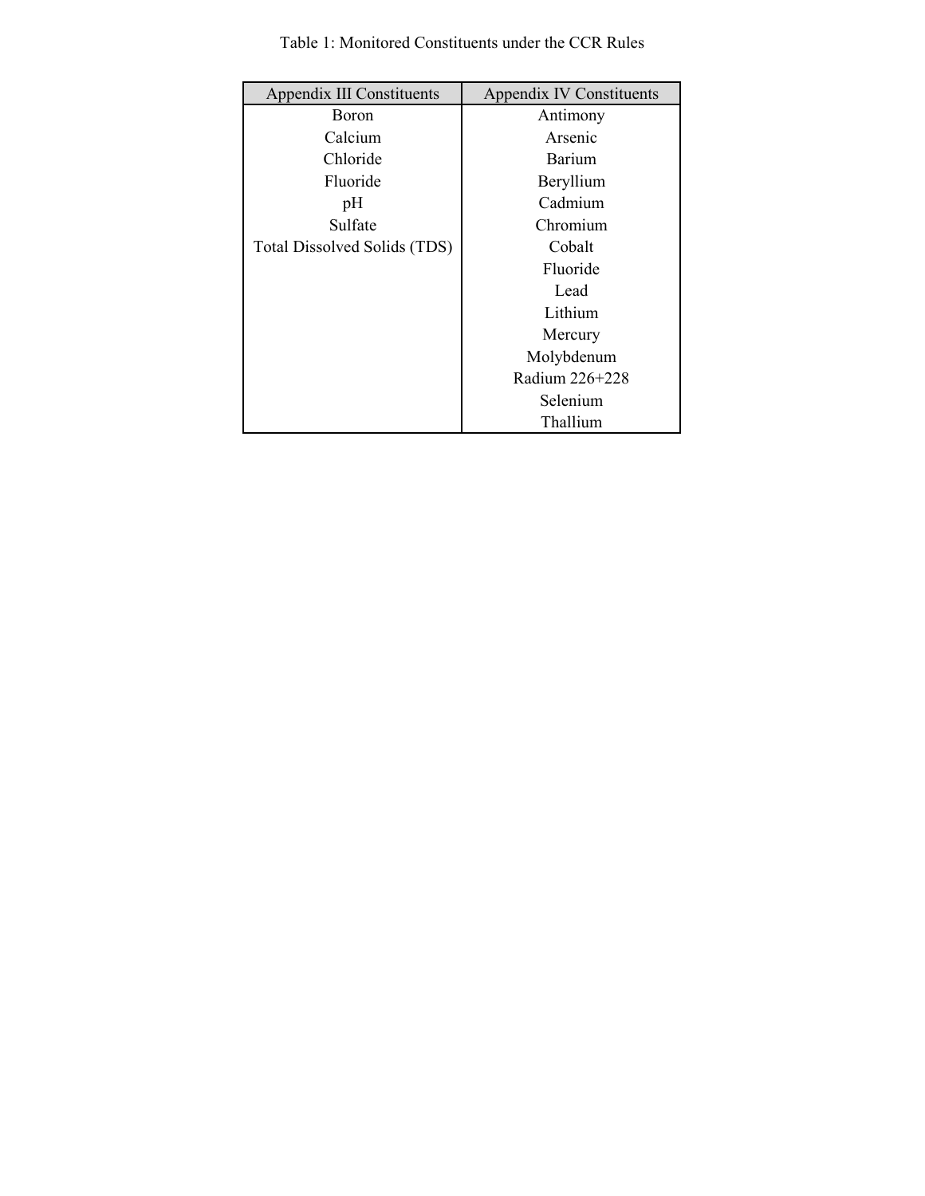Table 1: Monitored Constituents under the CCR Rules

| Appendix III Constituents | Appendix IV Constituents |
|---|---|
| Boron | Antimony |
| Calcium | Arsenic |
| Chloride | Barium |
| Fluoride | Beryllium |
| pH | Cadmium |
| Sulfate | Chromium |
| Total Dissolved Solids (TDS) | Cobalt |
| | Fluoride |
| | Lead |
| | Lithium |
| | Mercury |
| | Molybdenum |
| | Radium 226+228 |
| | Selenium |
| | Thallium |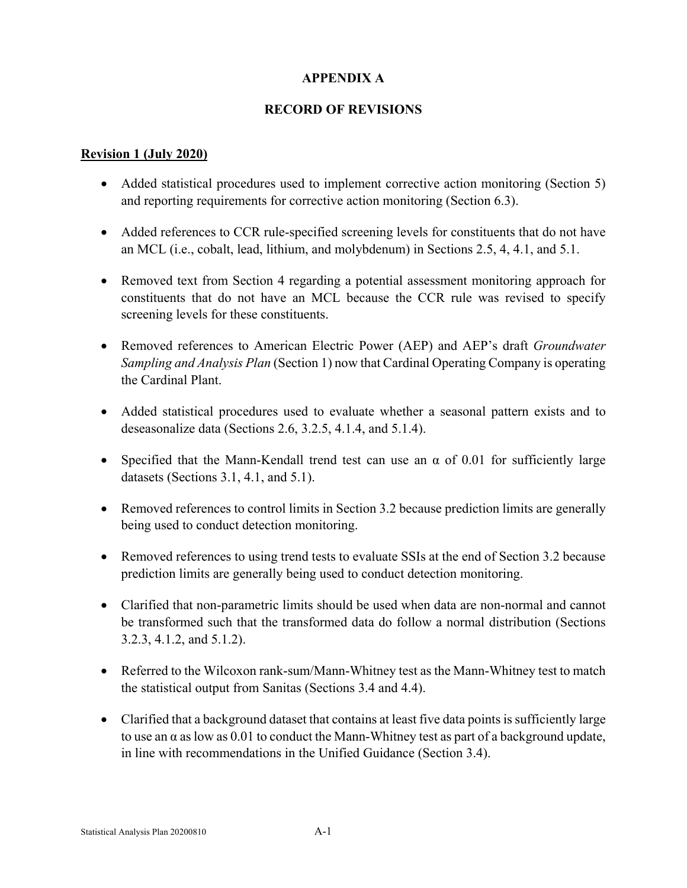# APPENDIX A

# RECORD OF REVISIONS

**Revision 1 (July 2020)**

- Added statistical procedures used to implement corrective action monitoring (Section 5) and reporting requirements for corrective action monitoring (Section 6.3).

- Added references to CCR rule-specified screening levels for constituents that do not have an MCL (i.e., cobalt, lead, lithium, and molybdenum) in Sections 2.5, 4, 4.1, and 5.1.

- Removed text from Section 4 regarding a potential assessment monitoring approach for constituents that do not have an MCL because the CCR rule was revised to specify screening levels for these constituents.

- Removed references to American Electric Power (AEP) and AEP's draft *Groundwater Sampling and Analysis Plan* (Section 1) now that Cardinal Operating Company is operating the Cardinal Plant.

- Added statistical procedures used to evaluate whether a seasonal pattern exists and to deseasonalize data (Sections 2.6, 3.2.5, 4.1.4, and 5.1.4).

- Specified that the Mann-Kendall trend test can use an $\alpha$ of 0.01 for sufficiently large datasets (Sections 3.1, 4.1, and 5.1).

- Removed references to control limits in Section 3.2 because prediction limits are generally being used to conduct detection monitoring.

- Removed references to using trend tests to evaluate SSIs at the end of Section 3.2 because prediction limits are generally being used to conduct detection monitoring.

- Clarified that non-parametric limits should be used when data are non-normal and cannot be transformed such that the transformed data do follow a normal distribution (Sections 3.2.3, 4.1.2, and 5.1.2).

- Referred to the Wilcoxon rank-sum/Mann-Whitney test as the Mann-Whitney test to match the statistical output from Sanitas (Sections 3.4 and 4.4).

- Clarified that a background dataset that contains at least five data points is sufficiently large to use an $\alpha$ as low as 0.01 to conduct the Mann-Whitney test as part of a background update, in line with recommendations in the Unified Guidance (Section 3.4).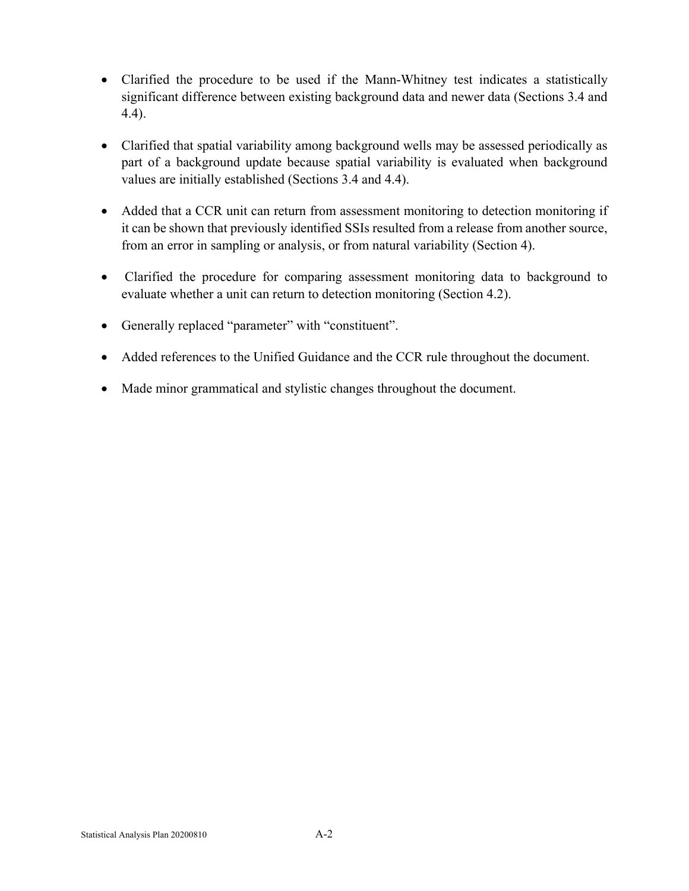- Clarified the procedure to be used if the Mann-Whitney test indicates a statistically significant difference between existing background data and newer data (Sections 3.4 and 4.4).

- Clarified that spatial variability among background wells may be assessed periodically as part of a background update because spatial variability is evaluated when background values are initially established (Sections 3.4 and 4.4).

- Added that a CCR unit can return from assessment monitoring to detection monitoring if it can be shown that previously identified SSIs resulted from a release from another source, from an error in sampling or analysis, or from natural variability (Section 4).

- Clarified the procedure for comparing assessment monitoring data to background to evaluate whether a unit can return to detection monitoring (Section 4.2).

- Generally replaced "parameter" with "constituent".

- Added references to the Unified Guidance and the CCR rule throughout the document.

- Made minor grammatical and stylistic changes throughout the document.